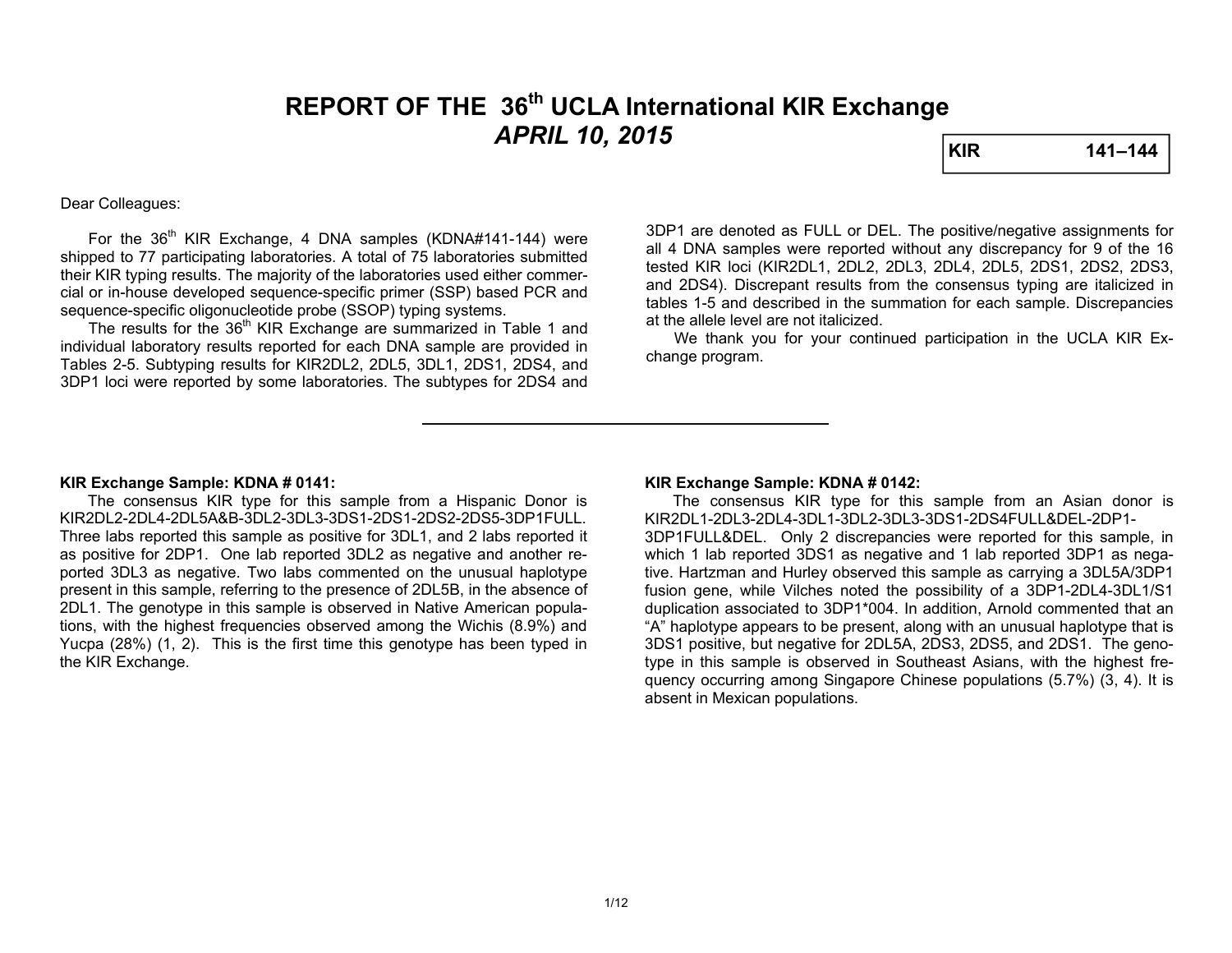# REPORT OF THE 36th UCLA International KIR Exchange

## *APRIL 10, 2015*

| KIR | 141–144 |
|---|---|

Dear Colleagues:

For the 36th KIR Exchange, 4 DNA samples (KDNA#141-144) were shipped to 77 participating laboratories. A total of 75 laboratories submitted their KIR typing results. The majority of the laboratories used either commercial or in-house developed sequence-specific primer (SSP) based PCR and sequence-specific oligonucleotide probe (SSOP) typing systems.

The results for the 36th KIR Exchange are summarized in Table 1 and individual laboratory results reported for each DNA sample are provided in Tables 2-5. Subtyping results for KIR2DL2, 2DL5, 3DL1, 2DS1, 2DS4, and 3DP1 loci were reported by some laboratories. The subtypes for 2DS4 and 3DP1 are denoted as FULL or DEL. The positive/negative assignments for all 4 DNA samples were reported without any discrepancy for 9 of the 16 tested KIR loci (KIR2DL1, 2DL2, 2DL3, 2DL4, 2DL5, 2DS1, 2DS2, 2DS3, and 2DS4). Discrepant results from the consensus typing are italicized in tables 1-5 and described in the summation for each sample. Discrepancies at the allele level are not italicized.

We thank you for your continued participation in the UCLA KIR Exchange program.

---

### KIR Exchange Sample: KDNA # 0141:

The consensus KIR type for this sample from a Hispanic Donor is KIR2DL2-2DL4-2DL5A&B-3DL2-3DL3-3DS1-2DS1-2DS2-2DS5-3DP1FULL. Three labs reported this sample as positive for 3DL1, and 2 labs reported it as positive for 2DP1. One lab reported 3DL2 as negative and another reported 3DL3 as negative. Two labs commented on the unusual haplotype present in this sample, referring to the presence of 2DL5B, in the absence of 2DL1. The genotype in this sample is observed in Native American populations, with the highest frequencies observed among the Wichis (8.9%) and Yucpa (28%) (1, 2). This is the first time this genotype has been typed in the KIR Exchange.

### KIR Exchange Sample: KDNA # 0142:

The consensus KIR type for this sample from an Asian donor is KIR2DL1-2DL3-2DL4-3DL1-3DL2-3DL3-3DS1-2DS4FULL&DEL-2DP1-3DP1FULL&DEL. Only 2 discrepancies were reported for this sample, in which 1 lab reported 3DS1 as negative and 1 lab reported 3DP1 as negative. Hartzman and Hurley observed this sample as carrying a 3DL5A/3DP1 fusion gene, while Vilches noted the possibility of a 3DP1-2DL4-3DL1/S1 duplication associated to 3DP1*004. In addition, Arnold commented that an "A" haplotype appears to be present, along with an unusual haplotype that is 3DS1 positive, but negative for 2DL5A, 2DS3, 2DS5, and 2DS1. The genotype in this sample is observed in Southeast Asians, with the highest frequency occurring among Singapore Chinese populations (5.7%) (3, 4). It is absent in Mexican populations.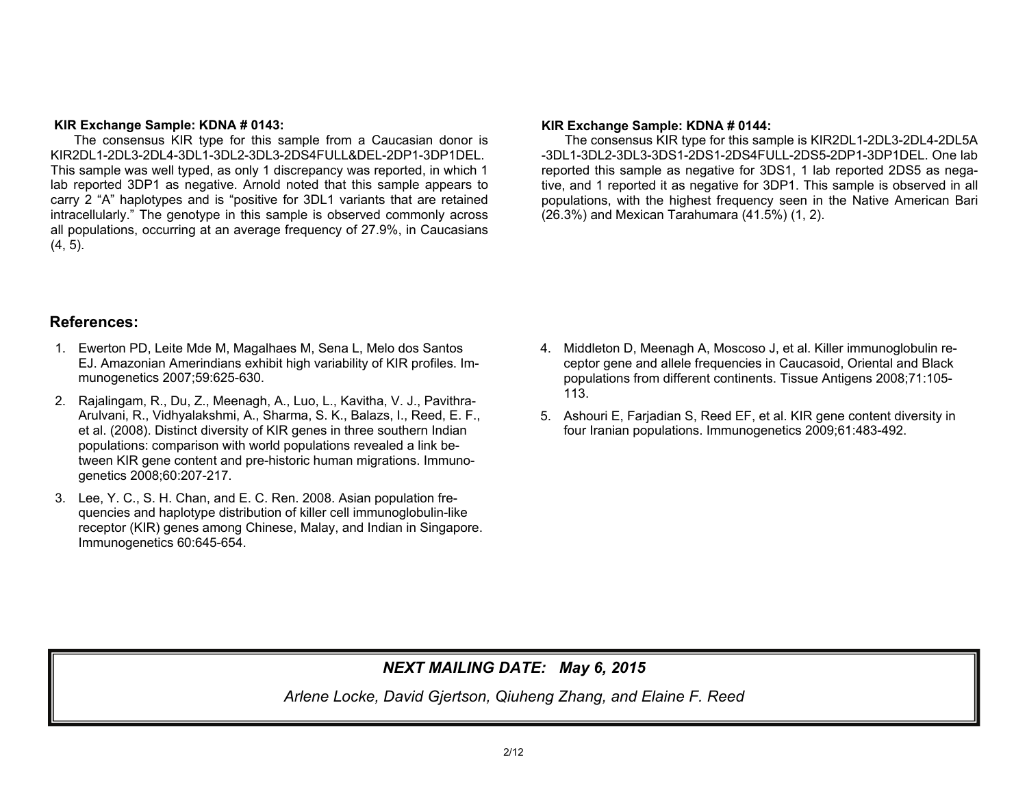**KIR Exchange Sample: KDNA # 0143:**

The consensus KIR type for this sample from a Caucasian donor is KIR2DL1-2DL3-2DL4-3DL1-3DL2-3DL3-2DS4FULL&DEL-2DP1-3DP1DEL. This sample was well typed, as only 1 discrepancy was reported, in which 1 lab reported 3DP1 as negative. Arnold noted that this sample appears to carry 2 "A" haplotypes and is "positive for 3DL1 variants that are retained intracellularly." The genotype in this sample is observed commonly across all populations, occurring at an average frequency of 27.9%, in Caucasians (4, 5).

**KIR Exchange Sample: KDNA # 0144:**

The consensus KIR type for this sample is KIR2DL1-2DL3-2DL4-2DL5A-3DL1-3DL2-3DL3-3DS1-2DS1-2DS4FULL-2DS5-2DP1-3DP1DEL. One lab reported this sample as negative for 3DS1, 1 lab reported 2DS5 as negative, and 1 reported it as negative for 3DP1. This sample is observed in all populations, with the highest frequency seen in the Native American Bari (26.3%) and Mexican Tarahumara (41.5%) (1, 2).

## References:

1. Ewerton PD, Leite Mde M, Magalhaes M, Sena L, Melo dos Santos EJ. Amazonian Amerindians exhibit high variability of KIR profiles. Immunogenetics 2007;59:625-630.
2. Rajalingam, R., Du, Z., Meenagh, A., Luo, L., Kavitha, V. J., Pavithra-Arulvani, R., Vidhyalakshmi, A., Sharma, S. K., Balazs, I., Reed, E. F., et al. (2008). Distinct diversity of KIR genes in three southern Indian populations: comparison with world populations revealed a link between KIR gene content and pre-historic human migrations. Immunogenetics 2008;60:207-217.
3. Lee, Y. C., S. H. Chan, and E. C. Ren. 2008. Asian population frequencies and haplotype distribution of killer cell immunoglobulin-like receptor (KIR) genes among Chinese, Malay, and Indian in Singapore. Immunogenetics 60:645-654.
4. Middleton D, Meenagh A, Moscoso J, et al. Killer immunoglobulin receptor gene and allele frequencies in Caucasoid, Oriental and Black populations from different continents. Tissue Antigens 2008;71:105-113.
5. Ashouri E, Farjadian S, Reed EF, et al. KIR gene content diversity in four Iranian populations. Immunogenetics 2009;61:483-492.

***NEXT MAILING DATE: May 6, 2015***

*Arlene Locke, David Gjertson, Qiuheng Zhang, and Elaine F. Reed*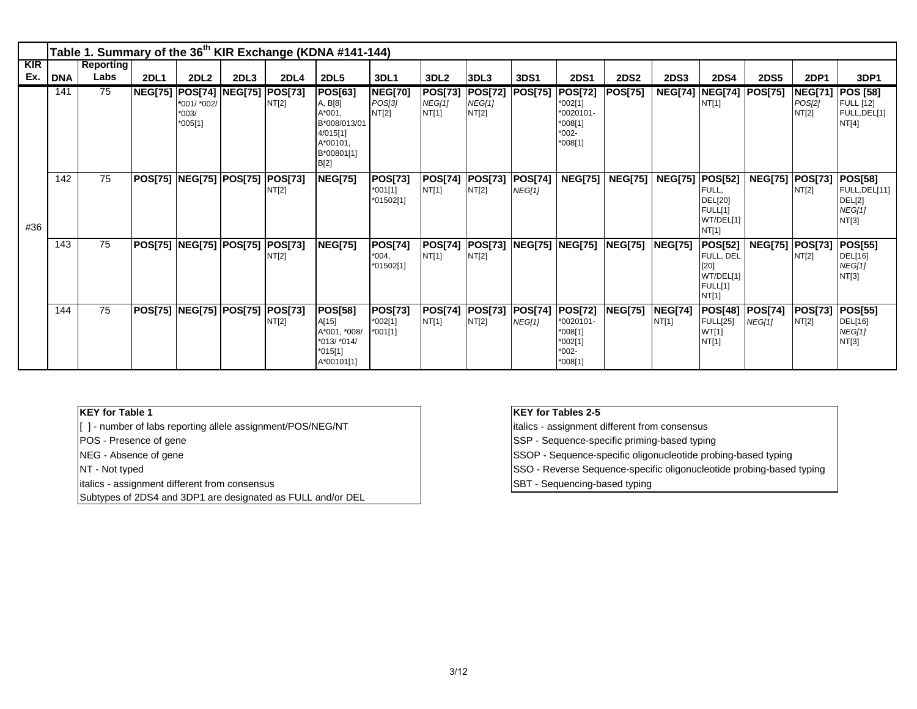Table 1. Summary of the 36[th] KIR Exchange (KDNA #141-144)

| KIR Ex. | DNA | Reporting Labs | 2DL1 | 2DL2 | 2DL3 | 2DL4 | 2DL5 | 3DL1 | 3DL2 | 3DL3 | 3DS1 | 2DS1 | 2DS2 | 2DS3 | 2DS4 | 2DS5 | 2DP1 | 3DP1 |
|---|---|---|---|---|---|---|---|---|---|---|---|---|---|---|---|---|---|---|
| #36 | 141 | 75 | **NEG[75]** | **POS[74]** *001/ *002/ *003/ *005[1] | **NEG[75]** | **POS[73]** NT[2] | **POS[63]** A, B[8] A*001, B*008/013/014/015[1] A*00101, B*00801[1] B[2] | **NEG[70]** *POS[3]* NT[2] | **POS[73]** *NEG[1]* NT[1] | **POS[72]** *NEG[1]* NT[2] | **POS[75]** | **POS[72]** *002[1] *0020101-*008[1] *002-*008[1] | **POS[75]** | **NEG[74]** | **NEG[74]** NT[1] | **POS[75]** | **NEG[71]** *POS[2]* NT[2] | **POS [58]** FULL [12] FULL,DEL[1] NT[4] |
| | 142 | 75 | **POS[75]** | **NEG[75]** | **POS[75]** | **POS[73]** NT[2] | **NEG[75]** | **POS[73]** *001[1] *01502[1] | **POS[74]** NT[1] | **POS[73]** NT[2] | **POS[74]** *NEG[1]* | **NEG[75]** | **NEG[75]** | **NEG[75]** | **POS[52]** FULL, DEL[20] FULL[1] WT/DEL[1] NT[1] | **NEG[75]** | **POS[73]** NT[2] | **POS[58]** FULL,DEL[11] DEL[2] *NEG[1]* NT[3] |
| | 143 | 75 | **POS[75]** | **NEG[75]** | **POS[75]** | **POS[73]** NT[2] | **NEG[75]** | **POS[74]** *004, *01502[1] | **POS[74]** NT[1] | **POS[73]** NT[2] | **NEG[75]** | **NEG[75]** | **NEG[75]** | **NEG[75]** | **POS[52]** FULL, DEL [20] WT/DEL[1] FULL[1] NT[1] | **NEG[75]** | **POS[73]** NT[2] | **POS[55]** DEL[16] *NEG[1]* NT[3] |
| | 144 | 75 | **POS[75]** | **NEG[75]** | **POS[75]** | **POS[73]** NT[2] | **POS[58]** A[15] A*001, *008/ *013/ *014/ *015[1] A*00101[1] | **POS[73]** *002[1] *001[1] | **POS[74]** NT[1] | **POS[73]** NT[2] | **POS[74]** *NEG[1]* | **POS[72]** *0020101-*008[1] *002[1] *002-*008[1] | **NEG[75]** | **NEG[74]** NT[1] | **POS[48]** FULL[25] WT[1] NT[1] | **POS[74]** *NEG[1]* | **POS[73]** NT[2] | **POS[55]** DEL[16] *NEG[1]* NT[3] |

**KEY for Table 1**

[ ] - number of labs reporting allele assignment/POS/NEG/NT
POS - Presence of gene
NEG - Absence of gene
NT - Not typed
*italics* - assignment different from consensus
Subtypes of 2DS4 and 3DP1 are designated as FULL and/or DEL

**KEY for Tables 2-5**

*italics* - assignment different from consensus
SSP - Sequence-specific priming-based typing
SSOP - Sequence-specific oligonucleotide probing-based typing
SSO - Reverse Sequence-specific oligonucleotide probing-based typing
SBT - Sequencing-based typing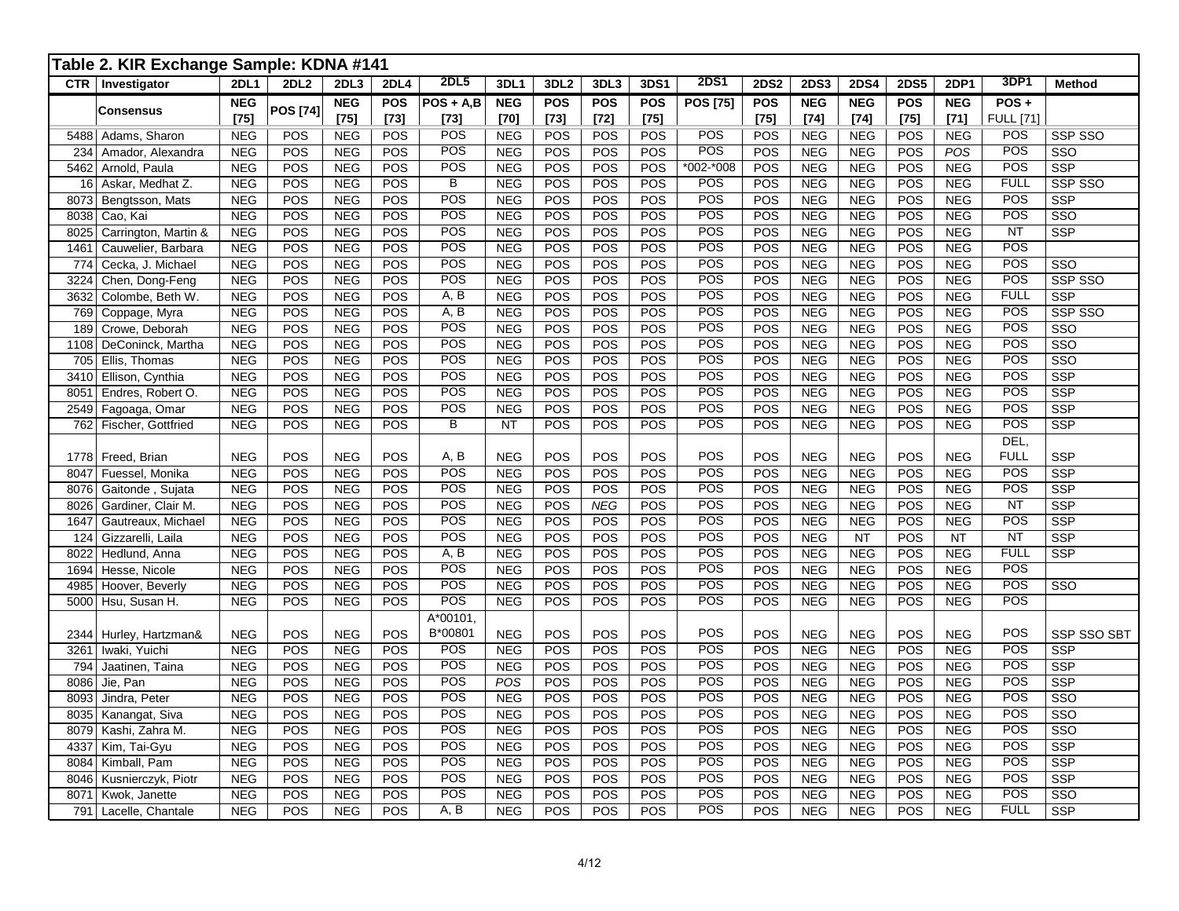## Table 2. KIR Exchange Sample: KDNA #141

| CTR | Investigator | 2DL1 | 2DL2 | 2DL3 | 2DL4 | 2DL5 | 3DL1 | 3DL2 | 3DL3 | 3DS1 | 2DS1 | 2DS2 | 2DS3 | 2DS4 | 2DS5 | 2DP1 | 3DP1 | Method |
|---|---|---|---|---|---|---|---|---|---|---|---|---|---|---|---|---|---|---|
| | **Consensus** | **NEG [75]** | **POS [74]** | **NEG [75]** | **POS [73]** | **POS + A,B [73]** | **NEG [70]** | **POS [73]** | **POS [72]** | **POS [75]** | **POS [75]** | **POS [75]** | **NEG [74]** | **NEG [74]** | **POS [75]** | **NEG [71]** | **POS + FULL [71]** | |
| 5488 | Adams, Sharon | NEG | POS | NEG | POS | POS | NEG | POS | POS | POS | POS | POS | NEG | NEG | POS | NEG | POS | SSP SSO |
| 234 | Amador, Alexandra | NEG | POS | NEG | POS | POS | NEG | POS | POS | POS | POS | POS | NEG | NEG | POS | *POS* | POS | SSO |
| 5462 | Arnold, Paula | NEG | POS | NEG | POS | POS | NEG | POS | POS | POS | *002-*008 | POS | NEG | NEG | POS | NEG | POS | SSP |
| 16 | Askar, Medhat Z. | NEG | POS | NEG | POS | B | NEG | POS | POS | POS | POS | POS | NEG | NEG | POS | NEG | FULL | SSP SSO |
| 8073 | Bengtsson, Mats | NEG | POS | NEG | POS | POS | NEG | POS | POS | POS | POS | POS | NEG | NEG | POS | NEG | POS | SSP |
| 8038 | Cao, Kai | NEG | POS | NEG | POS | POS | NEG | POS | POS | POS | POS | POS | NEG | NEG | POS | NEG | POS | SSO |
| 8025 | Carrington, Martin & | NEG | POS | NEG | POS | POS | NEG | POS | POS | POS | POS | POS | NEG | NEG | POS | NEG | NT | SSP |
| 1461 | Cauwelier, Barbara | NEG | POS | NEG | POS | POS | NEG | POS | POS | POS | POS | POS | NEG | NEG | POS | NEG | POS | |
| 774 | Cecka, J. Michael | NEG | POS | NEG | POS | POS | NEG | POS | POS | POS | POS | POS | NEG | NEG | POS | NEG | POS | SSO |
| 3224 | Chen, Dong-Feng | NEG | POS | NEG | POS | POS | NEG | POS | POS | POS | POS | POS | NEG | NEG | POS | NEG | POS | SSP SSO |
| 3632 | Colombe, Beth W. | NEG | POS | NEG | POS | A, B | NEG | POS | POS | POS | POS | POS | NEG | NEG | POS | NEG | FULL | SSP |
| 769 | Coppage, Myra | NEG | POS | NEG | POS | A, B | NEG | POS | POS | POS | POS | POS | NEG | NEG | POS | NEG | POS | SSP SSO |
| 189 | Crowe, Deborah | NEG | POS | NEG | POS | POS | NEG | POS | POS | POS | POS | POS | NEG | NEG | POS | NEG | POS | SSO |
| 1108 | DeConinck, Martha | NEG | POS | NEG | POS | POS | NEG | POS | POS | POS | POS | POS | NEG | NEG | POS | NEG | POS | SSO |
| 705 | Ellis, Thomas | NEG | POS | NEG | POS | POS | NEG | POS | POS | POS | POS | POS | NEG | NEG | POS | NEG | POS | SSO |
| 3410 | Ellison, Cynthia | NEG | POS | NEG | POS | POS | NEG | POS | POS | POS | POS | POS | NEG | NEG | POS | NEG | POS | SSP |
| 8051 | Endres, Robert O. | NEG | POS | NEG | POS | POS | NEG | POS | POS | POS | POS | POS | NEG | NEG | POS | NEG | POS | SSP |
| 2549 | Fagoaga, Omar | NEG | POS | NEG | POS | POS | NEG | POS | POS | POS | POS | POS | NEG | NEG | POS | NEG | POS | SSP |
| 762 | Fischer, Gottfried | NEG | POS | NEG | POS | B | NT | POS | POS | POS | POS | POS | NEG | NEG | POS | NEG | POS | SSP |
| 1778 | Freed, Brian | NEG | POS | NEG | POS | A, B | NEG | POS | POS | POS | POS | POS | NEG | NEG | POS | NEG | DEL, FULL | SSP |
| 8047 | Fuessel, Monika | NEG | POS | NEG | POS | POS | NEG | POS | POS | POS | POS | POS | NEG | NEG | POS | NEG | POS | SSP |
| 8076 | Gaitonde , Sujata | NEG | POS | NEG | POS | POS | NEG | POS | POS | POS | POS | POS | NEG | NEG | POS | NEG | POS | SSP |
| 8026 | Gardiner, Clair M. | NEG | POS | NEG | POS | POS | NEG | POS | *NEG* | POS | POS | POS | NEG | NEG | POS | NEG | NT | SSP |
| 1647 | Gautreaux, Michael | NEG | POS | NEG | POS | POS | NEG | POS | POS | POS | POS | POS | NEG | NEG | POS | NEG | POS | SSP |
| 124 | Gizzarelli, Laila | NEG | POS | NEG | POS | POS | NEG | POS | POS | POS | POS | POS | NEG | NT | POS | NT | NT | SSP |
| 8022 | Hedlund, Anna | NEG | POS | NEG | POS | A, B | NEG | POS | POS | POS | POS | POS | NEG | NEG | POS | NEG | FULL | SSP |
| 1694 | Hesse, Nicole | NEG | POS | NEG | POS | POS | NEG | POS | POS | POS | POS | POS | NEG | NEG | POS | NEG | POS | |
| 4985 | Hoover, Beverly | NEG | POS | NEG | POS | POS | NEG | POS | POS | POS | POS | POS | NEG | NEG | POS | NEG | POS | SSO |
| 5000 | Hsu, Susan H. | NEG | POS | NEG | POS | POS | NEG | POS | POS | POS | POS | POS | NEG | NEG | POS | NEG | POS | |
| 2344 | Hurley, Hartzman& | NEG | POS | NEG | POS | A*00101, B*00801 | NEG | POS | POS | POS | POS | POS | NEG | NEG | POS | NEG | POS | SSP SSO SBT |
| 3261 | Iwaki, Yuichi | NEG | POS | NEG | POS | POS | NEG | POS | POS | POS | POS | POS | NEG | NEG | POS | NEG | POS | SSP |
| 794 | Jaatinen, Taina | NEG | POS | NEG | POS | POS | NEG | POS | POS | POS | POS | POS | NEG | NEG | POS | NEG | POS | SSP |
| 8086 | Jie, Pan | NEG | POS | NEG | POS | POS | *POS* | POS | POS | POS | POS | POS | NEG | NEG | POS | NEG | POS | SSP |
| 8093 | Jindra, Peter | NEG | POS | NEG | POS | POS | NEG | POS | POS | POS | POS | POS | NEG | NEG | POS | NEG | POS | SSO |
| 8035 | Kanangat, Siva | NEG | POS | NEG | POS | POS | NEG | POS | POS | POS | POS | POS | NEG | NEG | POS | NEG | POS | SSO |
| 8079 | Kashi, Zahra M. | NEG | POS | NEG | POS | POS | NEG | POS | POS | POS | POS | POS | NEG | NEG | POS | NEG | POS | SSO |
| 4337 | Kim, Tai-Gyu | NEG | POS | NEG | POS | POS | NEG | POS | POS | POS | POS | POS | NEG | NEG | POS | NEG | POS | SSP |
| 8084 | Kimball, Pam | NEG | POS | NEG | POS | POS | NEG | POS | POS | POS | POS | POS | NEG | NEG | POS | NEG | POS | SSP |
| 8046 | Kusnierczyk, Piotr | NEG | POS | NEG | POS | POS | NEG | POS | POS | POS | POS | POS | NEG | NEG | POS | NEG | POS | SSP |
| 8071 | Kwok, Janette | NEG | POS | NEG | POS | POS | NEG | POS | POS | POS | POS | POS | NEG | NEG | POS | NEG | POS | SSO |
| 791 | Lacelle, Chantale | NEG | POS | NEG | POS | A, B | NEG | POS | POS | POS | POS | POS | NEG | NEG | POS | NEG | FULL | SSP |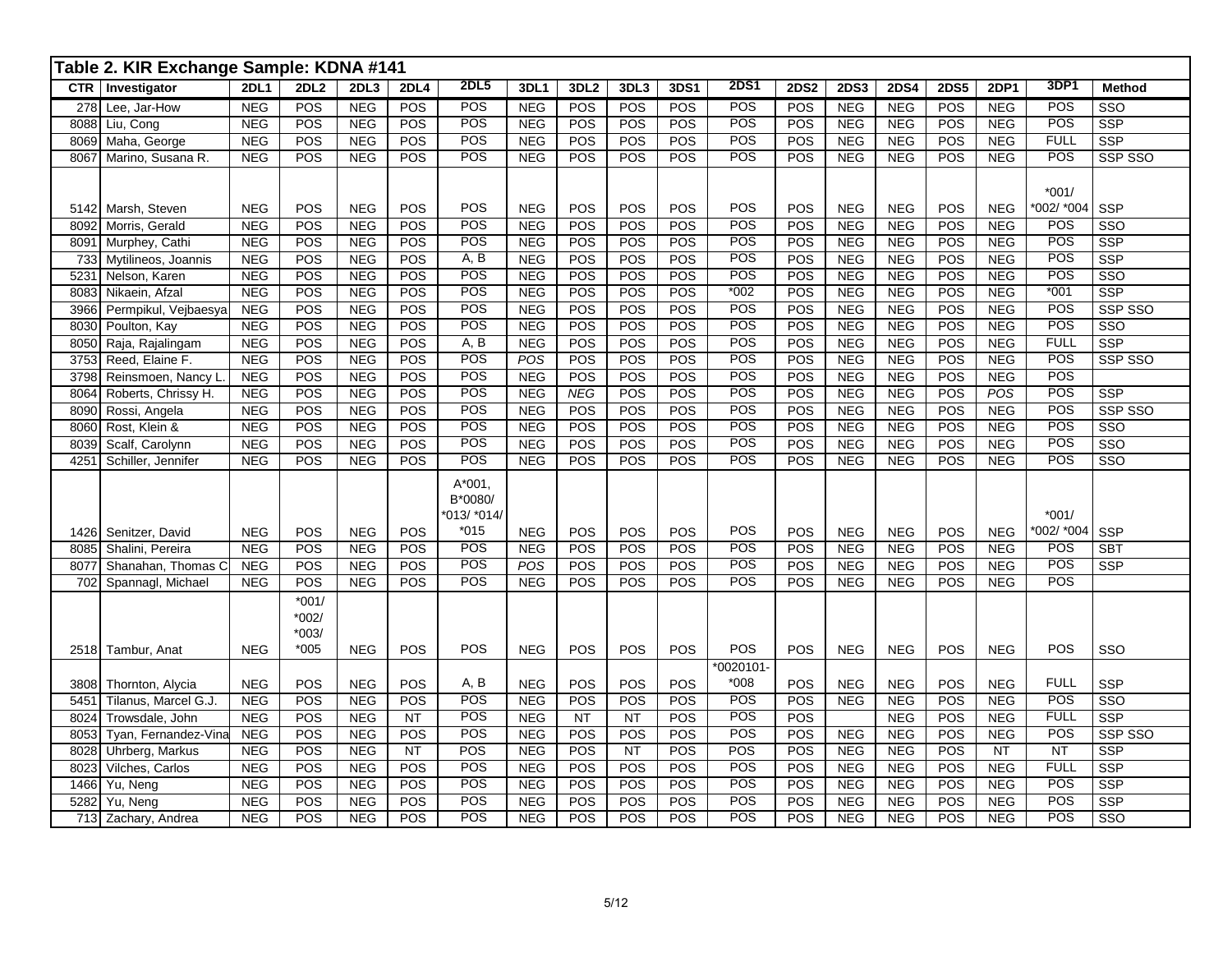**Table 2. KIR Exchange Sample: KDNA #141**

| CTR | Investigator | 2DL1 | 2DL2 | 2DL3 | 2DL4 | 2DL5 | 3DL1 | 3DL2 | 3DL3 | 3DS1 | 2DS1 | 2DS2 | 2DS3 | 2DS4 | 2DS5 | 2DP1 | 3DP1 | Method |
|---|---|---|---|---|---|---|---|---|---|---|---|---|---|---|---|---|---|---|
| 278 | Lee, Jar-How | NEG | POS | NEG | POS | POS | NEG | POS | POS | POS | POS | POS | NEG | NEG | POS | NEG | POS | SSO |
| 8088 | Liu, Cong | NEG | POS | NEG | POS | POS | NEG | POS | POS | POS | POS | POS | NEG | NEG | POS | NEG | POS | SSP |
| 8069 | Maha, George | NEG | POS | NEG | POS | POS | NEG | POS | POS | POS | POS | POS | NEG | NEG | POS | NEG | FULL | SSP |
| 8067 | Marino, Susana R. | NEG | POS | NEG | POS | POS | NEG | POS | POS | POS | POS | POS | NEG | NEG | POS | NEG | POS | SSP SSO |
| 5142 | Marsh, Steven | NEG | POS | NEG | POS | POS | NEG | POS | POS | POS | POS | POS | NEG | NEG | POS | NEG | *001/ *002/ *004 | SSP |
| 8092 | Morris, Gerald | NEG | POS | NEG | POS | POS | NEG | POS | POS | POS | POS | POS | NEG | NEG | POS | NEG | POS | SSO |
| 8091 | Murphey, Cathi | NEG | POS | NEG | POS | POS | NEG | POS | POS | POS | POS | POS | NEG | NEG | POS | NEG | POS | SSP |
| 733 | Mytilineos, Joannis | NEG | POS | NEG | POS | A, B | NEG | POS | POS | POS | POS | POS | NEG | NEG | POS | NEG | POS | SSP |
| 5231 | Nelson, Karen | NEG | POS | NEG | POS | POS | NEG | POS | POS | POS | POS | POS | NEG | NEG | POS | NEG | POS | SSO |
| 8083 | Nikaein, Afzal | NEG | POS | NEG | POS | POS | NEG | POS | POS | POS | *002 | POS | NEG | NEG | POS | NEG | *001 | SSP |
| 3966 | Permpikul, Vejbaesya | NEG | POS | NEG | POS | POS | NEG | POS | POS | POS | POS | POS | NEG | NEG | POS | NEG | POS | SSP SSO |
| 8030 | Poulton, Kay | NEG | POS | NEG | POS | POS | NEG | POS | POS | POS | POS | POS | NEG | NEG | POS | NEG | POS | SSO |
| 8050 | Raja, Rajalingam | NEG | POS | NEG | POS | A, B | NEG | POS | POS | POS | POS | POS | NEG | NEG | POS | NEG | FULL | SSP |
| 3753 | Reed, Elaine F. | NEG | POS | NEG | POS | POS | *POS* | POS | POS | POS | POS | POS | NEG | NEG | POS | NEG | POS | SSP SSO |
| 3798 | Reinsmoen, Nancy L. | NEG | POS | NEG | POS | POS | NEG | POS | POS | POS | POS | POS | NEG | NEG | POS | NEG | POS | |
| 8064 | Roberts, Chrissy H. | NEG | POS | NEG | POS | POS | NEG | *NEG* | POS | POS | POS | POS | NEG | NEG | POS | *POS* | POS | SSP |
| 8090 | Rossi, Angela | NEG | POS | NEG | POS | POS | NEG | POS | POS | POS | POS | POS | NEG | NEG | POS | NEG | POS | SSP SSO |
| 8060 | Rost, Klein & | NEG | POS | NEG | POS | POS | NEG | POS | POS | POS | POS | POS | NEG | NEG | POS | NEG | POS | SSO |
| 8039 | Scalf, Carolynn | NEG | POS | NEG | POS | POS | NEG | POS | POS | POS | POS | POS | NEG | NEG | POS | NEG | POS | SSO |
| 4251 | Schiller, Jennifer | NEG | POS | NEG | POS | POS | NEG | POS | POS | POS | POS | POS | NEG | NEG | POS | NEG | POS | SSO |
| 1426 | Senitzer, David | NEG | POS | NEG | POS | A*001, B*0080/ *013/ *014/ *015 | NEG | POS | POS | POS | POS | POS | NEG | NEG | POS | NEG | *001/ *002/ *004 | SSP |
| 8085 | Shalini, Pereira | NEG | POS | NEG | POS | POS | NEG | POS | POS | POS | POS | POS | NEG | NEG | POS | NEG | POS | SBT |
| 8077 | Shanahan, Thomas C | NEG | POS | NEG | POS | POS | *POS* | POS | POS | POS | POS | POS | NEG | NEG | POS | NEG | POS | SSP |
| 702 | Spannagl, Michael | NEG | POS | NEG | POS | POS | NEG | POS | POS | POS | POS | POS | NEG | NEG | POS | NEG | POS | |
| 2518 | Tambur, Anat | NEG | *001/ *002/ *003/ *005 | NEG | POS | POS | NEG | POS | POS | POS | POS | POS | NEG | NEG | POS | NEG | POS | SSO |
| 3808 | Thornton, Alycia | NEG | POS | NEG | POS | A, B | NEG | POS | POS | POS | *0020101- *008 | POS | NEG | NEG | POS | NEG | FULL | SSP |
| 5451 | Tilanus, Marcel G.J. | NEG | POS | NEG | POS | POS | NEG | POS | POS | POS | POS | POS | NEG | NEG | POS | NEG | POS | SSO |
| 8024 | Trowsdale, John | NEG | POS | NEG | NT | POS | NEG | NT | NT | POS | POS | POS | | NEG | POS | NEG | FULL | SSP |
| 8053 | Tyan, Fernandez-Vina | NEG | POS | NEG | POS | POS | NEG | POS | POS | POS | POS | POS | NEG | NEG | POS | NEG | POS | SSP SSO |
| 8028 | Uhrberg, Markus | NEG | POS | NEG | NT | POS | NEG | POS | NT | POS | POS | POS | NEG | NEG | POS | NT | NT | SSP |
| 8023 | Vilches, Carlos | NEG | POS | NEG | POS | POS | NEG | POS | POS | POS | POS | POS | NEG | NEG | POS | NEG | FULL | SSP |
| 1466 | Yu, Neng | NEG | POS | NEG | POS | POS | NEG | POS | POS | POS | POS | POS | NEG | NEG | POS | NEG | POS | SSP |
| 5282 | Yu, Neng | NEG | POS | NEG | POS | POS | NEG | POS | POS | POS | POS | POS | NEG | NEG | POS | NEG | POS | SSP |
| 713 | Zachary, Andrea | NEG | POS | NEG | POS | POS | NEG | POS | POS | POS | POS | POS | NEG | NEG | POS | NEG | POS | SSO |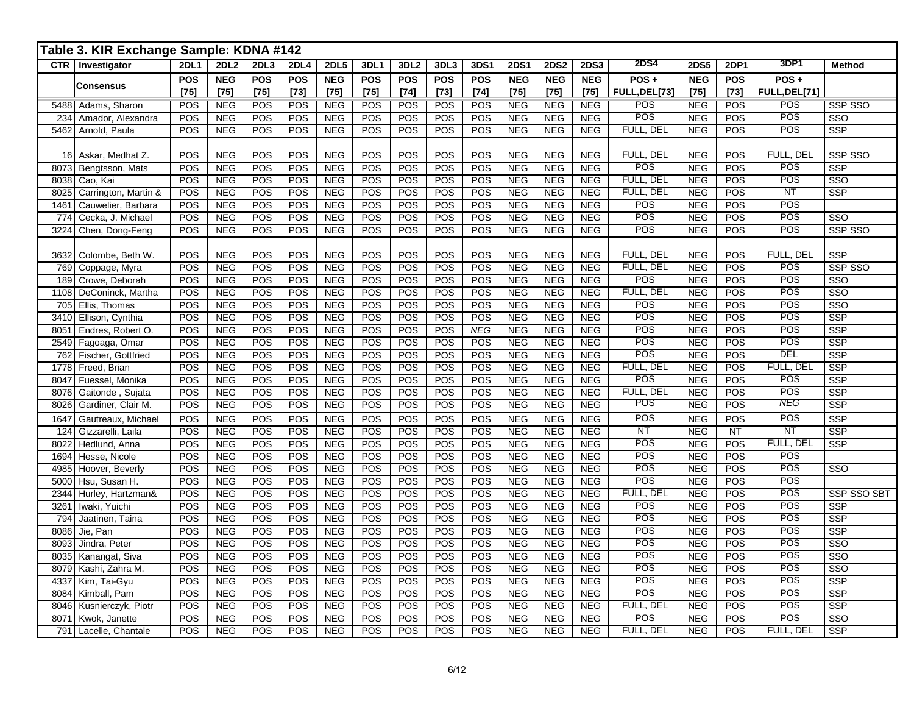## Table 3. KIR Exchange Sample: KDNA #142

| CTR | Investigator | 2DL1 | 2DL2 | 2DL3 | 2DL4 | 2DL5 | 3DL1 | 3DL2 | 3DL3 | 3DS1 | 2DS1 | 2DS2 | 2DS3 | 2DS4 | 2DS5 | 2DP1 | 3DP1 | Method |
|---|---|---|---|---|---|---|---|---|---|---|---|---|---|---|---|---|---|---|
| | **Consensus** | **POS [75]** | **NEG [75]** | **POS [75]** | **POS [73]** | **NEG [75]** | **POS [75]** | **POS [74]** | **POS [73]** | **POS [74]** | **NEG [75]** | **NEG [75]** | **NEG [75]** | **POS + FULL,DEL[73]** | **NEG [75]** | **POS [73]** | **POS + FULL,DEL[71]** | |
| 5488 | Adams, Sharon | POS | NEG | POS | POS | NEG | POS | POS | POS | POS | NEG | NEG | NEG | POS | NEG | POS | POS | SSP SSO |
| 234 | Amador, Alexandra | POS | NEG | POS | POS | NEG | POS | POS | POS | POS | NEG | NEG | NEG | POS | NEG | POS | POS | SSO |
| 5462 | Arnold, Paula | POS | NEG | POS | POS | NEG | POS | POS | POS | POS | NEG | NEG | NEG | FULL, DEL | NEG | POS | POS | SSP |
| 16 | Askar, Medhat Z. | POS | NEG | POS | POS | NEG | POS | POS | POS | POS | NEG | NEG | NEG | FULL, DEL | NEG | POS | FULL, DEL | SSP SSO |
| 8073 | Bengtsson, Mats | POS | NEG | POS | POS | NEG | POS | POS | POS | POS | NEG | NEG | NEG | POS | NEG | POS | POS | SSP |
| 8038 | Cao, Kai | POS | NEG | POS | POS | NEG | POS | POS | POS | POS | NEG | NEG | NEG | FULL, DEL | NEG | POS | POS | SSO |
| 8025 | Carrington, Martin & | POS | NEG | POS | POS | NEG | POS | POS | POS | POS | NEG | NEG | NEG | FULL, DEL | NEG | POS | NT | SSP |
| 1461 | Cauwelier, Barbara | POS | NEG | POS | POS | NEG | POS | POS | POS | POS | NEG | NEG | NEG | POS | NEG | POS | POS | |
| 774 | Cecka, J. Michael | POS | NEG | POS | POS | NEG | POS | POS | POS | POS | NEG | NEG | NEG | POS | NEG | POS | POS | SSO |
| 3224 | Chen, Dong-Feng | POS | NEG | POS | POS | NEG | POS | POS | POS | POS | NEG | NEG | NEG | POS | NEG | POS | POS | SSP SSO |
| 3632 | Colombe, Beth W. | POS | NEG | POS | POS | NEG | POS | POS | POS | POS | NEG | NEG | NEG | FULL, DEL | NEG | POS | FULL, DEL | SSP |
| 769 | Coppage, Myra | POS | NEG | POS | POS | NEG | POS | POS | POS | POS | NEG | NEG | NEG | FULL, DEL | NEG | POS | POS | SSP SSO |
| 189 | Crowe, Deborah | POS | NEG | POS | POS | NEG | POS | POS | POS | POS | NEG | NEG | NEG | POS | NEG | POS | POS | SSO |
| 1108 | DeConinck, Martha | POS | NEG | POS | POS | NEG | POS | POS | POS | POS | NEG | NEG | NEG | FULL, DEL | NEG | POS | POS | SSO |
| 705 | Ellis, Thomas | POS | NEG | POS | POS | NEG | POS | POS | POS | POS | NEG | NEG | NEG | POS | NEG | POS | POS | SSO |
| 3410 | Ellison, Cynthia | POS | NEG | POS | POS | NEG | POS | POS | POS | POS | NEG | NEG | NEG | POS | NEG | POS | POS | SSP |
| 8051 | Endres, Robert O. | POS | NEG | POS | POS | NEG | POS | POS | POS | *NEG* | NEG | NEG | NEG | POS | NEG | POS | POS | SSP |
| 2549 | Fagoaga, Omar | POS | NEG | POS | POS | NEG | POS | POS | POS | POS | NEG | NEG | NEG | POS | NEG | POS | POS | SSP |
| 762 | Fischer, Gottfried | POS | NEG | POS | POS | NEG | POS | POS | POS | POS | NEG | NEG | NEG | POS | NEG | POS | DEL | SSP |
| 1778 | Freed, Brian | POS | NEG | POS | POS | NEG | POS | POS | POS | POS | NEG | NEG | NEG | FULL, DEL | NEG | POS | FULL, DEL | SSP |
| 8047 | Fuessel, Monika | POS | NEG | POS | POS | NEG | POS | POS | POS | POS | NEG | NEG | NEG | POS | NEG | POS | POS | SSP |
| 8076 | Gaitonde , Sujata | POS | NEG | POS | POS | NEG | POS | POS | POS | POS | NEG | NEG | NEG | FULL, DEL | NEG | POS | POS | SSP |
| 8026 | Gardiner, Clair M. | POS | NEG | POS | POS | NEG | POS | POS | POS | POS | NEG | NEG | NEG | POS | NEG | POS | *NEG* | SSP |
| 1647 | Gautreaux, Michael | POS | NEG | POS | POS | NEG | POS | POS | POS | POS | NEG | NEG | NEG | POS | NEG | POS | POS | SSP |
| 124 | Gizzarelli, Laila | POS | NEG | POS | POS | NEG | POS | POS | POS | POS | NEG | NEG | NEG | NT | NEG | NT | NT | SSP |
| 8022 | Hedlund, Anna | POS | NEG | POS | POS | NEG | POS | POS | POS | POS | NEG | NEG | NEG | POS | NEG | POS | FULL, DEL | SSP |
| 1694 | Hesse, Nicole | POS | NEG | POS | POS | NEG | POS | POS | POS | POS | NEG | NEG | NEG | POS | NEG | POS | POS | |
| 4985 | Hoover, Beverly | POS | NEG | POS | POS | NEG | POS | POS | POS | POS | NEG | NEG | NEG | POS | NEG | POS | POS | SSO |
| 5000 | Hsu, Susan H. | POS | NEG | POS | POS | NEG | POS | POS | POS | POS | NEG | NEG | NEG | POS | NEG | POS | POS | |
| 2344 | Hurley, Hartzman& | POS | NEG | POS | POS | NEG | POS | POS | POS | POS | NEG | NEG | NEG | FULL, DEL | NEG | POS | POS | SSP SSO SBT |
| 3261 | Iwaki, Yuichi | POS | NEG | POS | POS | NEG | POS | POS | POS | POS | NEG | NEG | NEG | POS | NEG | POS | POS | SSP |
| 794 | Jaatinen, Taina | POS | NEG | POS | POS | NEG | POS | POS | POS | POS | NEG | NEG | NEG | POS | NEG | POS | POS | SSP |
| 8086 | Jie, Pan | POS | NEG | POS | POS | NEG | POS | POS | POS | POS | NEG | NEG | NEG | POS | NEG | POS | POS | SSP |
| 8093 | Jindra, Peter | POS | NEG | POS | POS | NEG | POS | POS | POS | POS | NEG | NEG | NEG | POS | NEG | POS | POS | SSO |
| 8035 | Kanangat, Siva | POS | NEG | POS | POS | NEG | POS | POS | POS | POS | NEG | NEG | NEG | POS | NEG | POS | POS | SSO |
| 8079 | Kashi, Zahra M. | POS | NEG | POS | POS | NEG | POS | POS | POS | POS | NEG | NEG | NEG | POS | NEG | POS | POS | SSO |
| 4337 | Kim, Tai-Gyu | POS | NEG | POS | POS | NEG | POS | POS | POS | POS | NEG | NEG | NEG | POS | NEG | POS | POS | SSP |
| 8084 | Kimball, Pam | POS | NEG | POS | POS | NEG | POS | POS | POS | POS | NEG | NEG | NEG | POS | NEG | POS | POS | SSP |
| 8046 | Kusnierczyk, Piotr | POS | NEG | POS | POS | NEG | POS | POS | POS | POS | NEG | NEG | NEG | FULL, DEL | NEG | POS | POS | SSP |
| 8071 | Kwok, Janette | POS | NEG | POS | POS | NEG | POS | POS | POS | POS | NEG | NEG | NEG | POS | NEG | POS | POS | SSO |
| 791 | Lacelle, Chantale | POS | NEG | POS | POS | NEG | POS | POS | POS | POS | NEG | NEG | NEG | FULL, DEL | NEG | POS | FULL, DEL | SSP |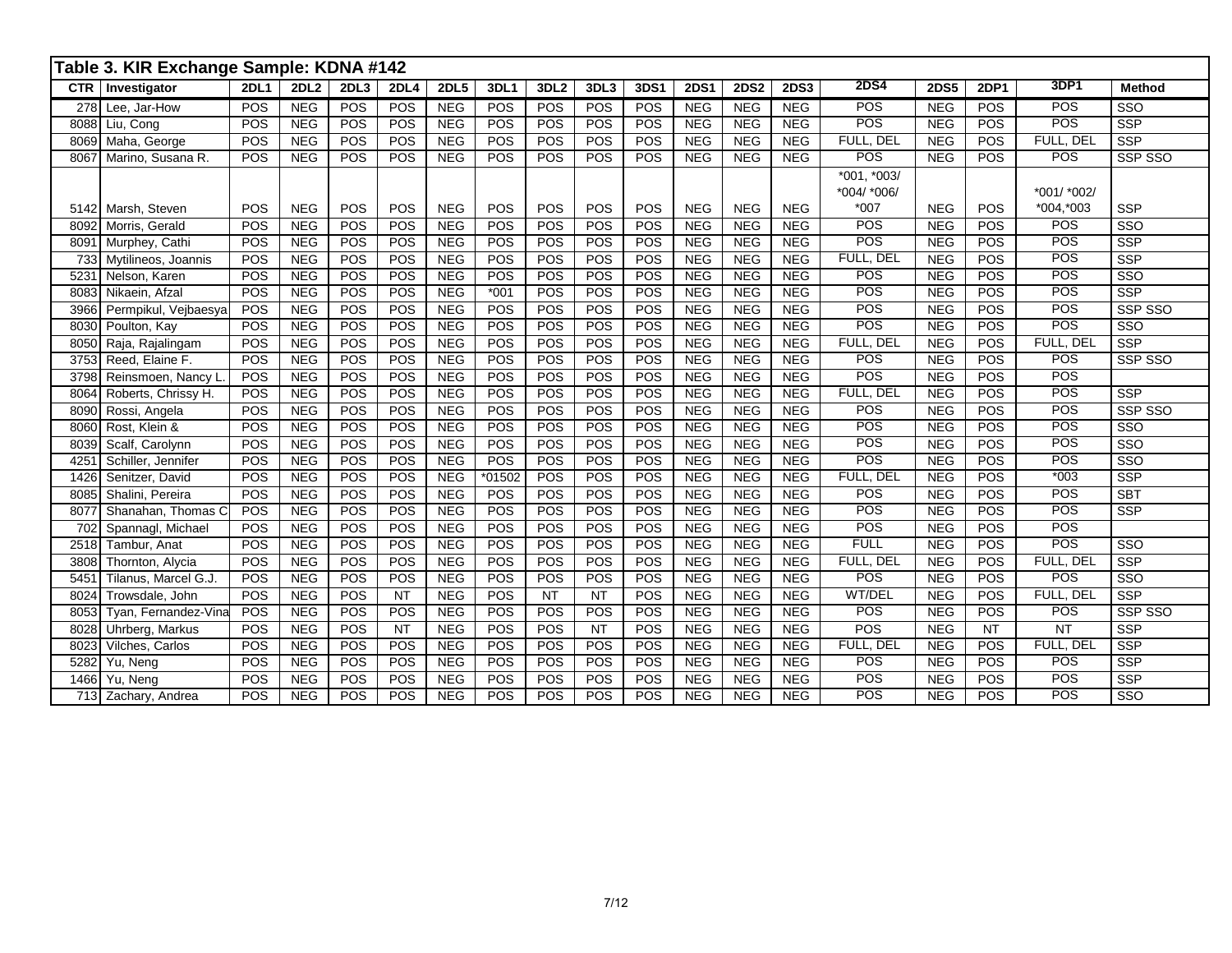## Table 3. KIR Exchange Sample: KDNA #142

| CTR | Investigator | 2DL1 | 2DL2 | 2DL3 | 2DL4 | 2DL5 | 3DL1 | 3DL2 | 3DL3 | 3DS1 | 2DS1 | 2DS2 | 2DS3 | 2DS4 | 2DS5 | 2DP1 | 3DP1 | Method |
|---|---|---|---|---|---|---|---|---|---|---|---|---|---|---|---|---|---|---|
| 278 | Lee, Jar-How | POS | NEG | POS | POS | NEG | POS | POS | POS | POS | NEG | NEG | NEG | POS | NEG | POS | POS | SSO |
| 8088 | Liu, Cong | POS | NEG | POS | POS | NEG | POS | POS | POS | POS | NEG | NEG | NEG | POS | NEG | POS | POS | SSP |
| 8069 | Maha, George | POS | NEG | POS | POS | NEG | POS | POS | POS | POS | NEG | NEG | NEG | FULL, DEL | NEG | POS | FULL, DEL | SSP |
| 8067 | Marino, Susana R. | POS | NEG | POS | POS | NEG | POS | POS | POS | POS | NEG | NEG | NEG | POS | NEG | POS | POS | SSP SSO |
| 5142 | Marsh, Steven | POS | NEG | POS | POS | NEG | POS | POS | POS | POS | NEG | NEG | NEG | *001, *003/ *004/ *006/ *007 | NEG | POS | *001/ *002/ *004,*003 | SSP |
| 8092 | Morris, Gerald | POS | NEG | POS | POS | NEG | POS | POS | POS | POS | NEG | NEG | NEG | POS | NEG | POS | POS | SSO |
| 8091 | Murphey, Cathi | POS | NEG | POS | POS | NEG | POS | POS | POS | POS | NEG | NEG | NEG | POS | NEG | POS | POS | SSP |
| 733 | Mytilineos, Joannis | POS | NEG | POS | POS | NEG | POS | POS | POS | POS | NEG | NEG | NEG | FULL, DEL | NEG | POS | POS | SSP |
| 5231 | Nelson, Karen | POS | NEG | POS | POS | NEG | POS | POS | POS | POS | NEG | NEG | NEG | POS | NEG | POS | POS | SSO |
| 8083 | Nikaein, Afzal | POS | NEG | POS | POS | NEG | *001 | POS | POS | POS | NEG | NEG | NEG | POS | NEG | POS | POS | SSP |
| 3966 | Permpikul, Vejbaesya | POS | NEG | POS | POS | NEG | POS | POS | POS | POS | NEG | NEG | NEG | POS | NEG | POS | POS | SSP SSO |
| 8030 | Poulton, Kay | POS | NEG | POS | POS | NEG | POS | POS | POS | POS | NEG | NEG | NEG | POS | NEG | POS | POS | SSO |
| 8050 | Raja, Rajalingam | POS | NEG | POS | POS | NEG | POS | POS | POS | POS | NEG | NEG | NEG | FULL, DEL | NEG | POS | FULL, DEL | SSP |
| 3753 | Reed, Elaine F. | POS | NEG | POS | POS | NEG | POS | POS | POS | POS | NEG | NEG | NEG | POS | NEG | POS | POS | SSP SSO |
| 3798 | Reinsmoen, Nancy L. | POS | NEG | POS | POS | NEG | POS | POS | POS | POS | NEG | NEG | NEG | POS | NEG | POS | POS | |
| 8064 | Roberts, Chrissy H. | POS | NEG | POS | POS | NEG | POS | POS | POS | POS | NEG | NEG | NEG | FULL, DEL | NEG | POS | POS | SSP |
| 8090 | Rossi, Angela | POS | NEG | POS | POS | NEG | POS | POS | POS | POS | NEG | NEG | NEG | POS | NEG | POS | POS | SSP SSO |
| 8060 | Rost, Klein & | POS | NEG | POS | POS | NEG | POS | POS | POS | POS | NEG | NEG | NEG | POS | NEG | POS | POS | SSO |
| 8039 | Scalf, Carolynn | POS | NEG | POS | POS | NEG | POS | POS | POS | POS | NEG | NEG | NEG | POS | NEG | POS | POS | SSO |
| 4251 | Schiller, Jennifer | POS | NEG | POS | POS | NEG | POS | POS | POS | POS | NEG | NEG | NEG | POS | NEG | POS | POS | SSO |
| 1426 | Senitzer, David | POS | NEG | POS | POS | NEG | *01502 | POS | POS | POS | NEG | NEG | NEG | FULL, DEL | NEG | POS | *003 | SSP |
| 8085 | Shalini, Pereira | POS | NEG | POS | POS | NEG | POS | POS | POS | POS | NEG | NEG | NEG | POS | NEG | POS | POS | SBT |
| 8077 | Shanahan, Thomas C | POS | NEG | POS | POS | NEG | POS | POS | POS | POS | NEG | NEG | NEG | POS | NEG | POS | POS | SSP |
| 702 | Spannagl, Michael | POS | NEG | POS | POS | NEG | POS | POS | POS | POS | NEG | NEG | NEG | POS | NEG | POS | POS | |
| 2518 | Tambur, Anat | POS | NEG | POS | POS | NEG | POS | POS | POS | POS | NEG | NEG | NEG | FULL | NEG | POS | POS | SSO |
| 3808 | Thornton, Alycia | POS | NEG | POS | POS | NEG | POS | POS | POS | POS | NEG | NEG | NEG | FULL, DEL | NEG | POS | FULL, DEL | SSP |
| 5451 | Tilanus, Marcel G.J. | POS | NEG | POS | POS | NEG | POS | POS | POS | POS | NEG | NEG | NEG | POS | NEG | POS | POS | SSO |
| 8024 | Trowsdale, John | POS | NEG | POS | NT | NEG | POS | NT | NT | POS | NEG | NEG | NEG | WT/DEL | NEG | POS | FULL, DEL | SSP |
| 8053 | Tyan, Fernandez-Vina | POS | NEG | POS | POS | NEG | POS | POS | POS | POS | NEG | NEG | NEG | POS | NEG | POS | POS | SSP SSO |
| 8028 | Uhrberg, Markus | POS | NEG | POS | NT | NEG | POS | POS | NT | POS | NEG | NEG | NEG | POS | NEG | NT | NT | SSP |
| 8023 | Vilches, Carlos | POS | NEG | POS | POS | NEG | POS | POS | POS | POS | NEG | NEG | NEG | FULL, DEL | NEG | POS | FULL, DEL | SSP |
| 5282 | Yu, Neng | POS | NEG | POS | POS | NEG | POS | POS | POS | POS | NEG | NEG | NEG | POS | NEG | POS | POS | SSP |
| 1466 | Yu, Neng | POS | NEG | POS | POS | NEG | POS | POS | POS | POS | NEG | NEG | NEG | POS | NEG | POS | POS | SSP |
| 713 | Zachary, Andrea | POS | NEG | POS | POS | NEG | POS | POS | POS | POS | NEG | NEG | NEG | POS | NEG | POS | POS | SSO |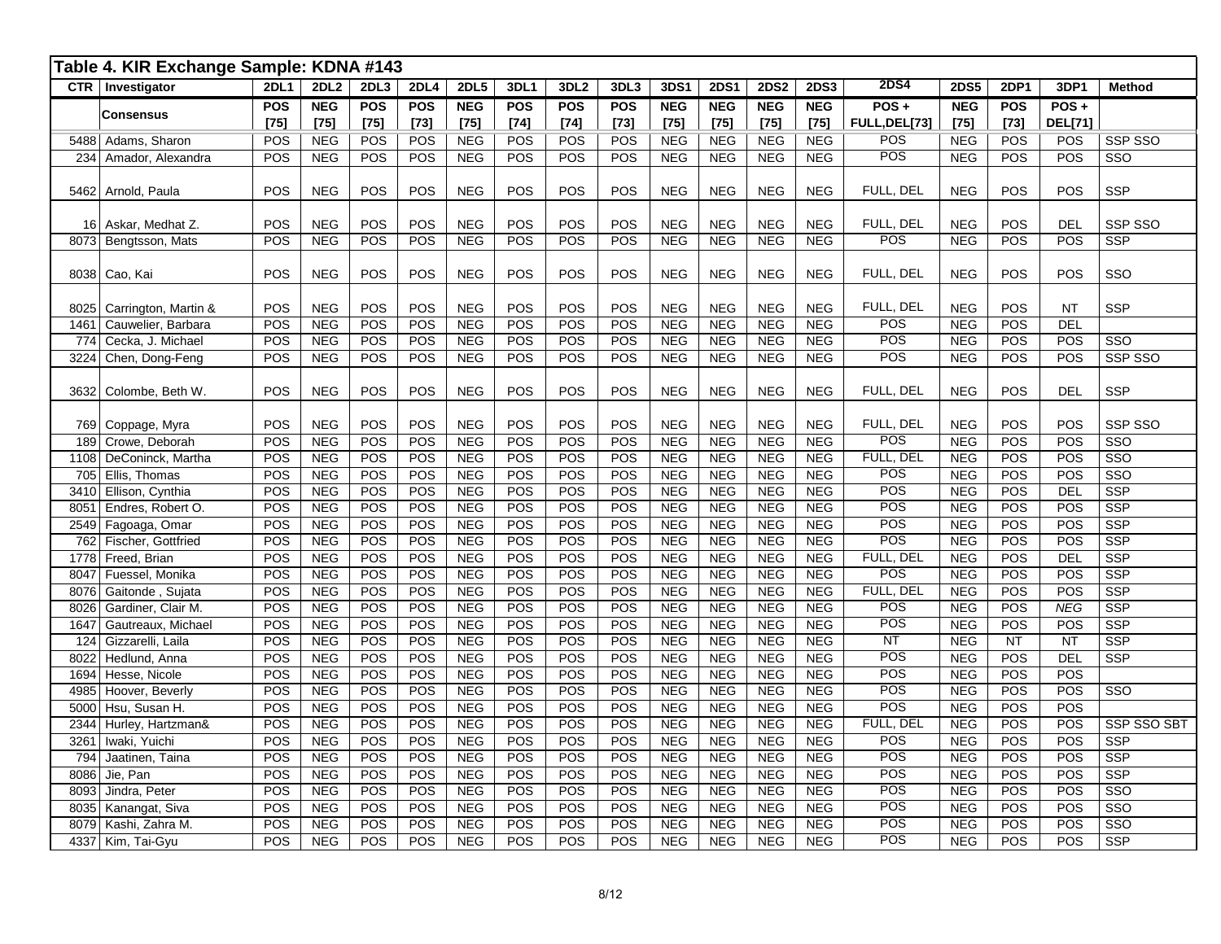## Table 4. KIR Exchange Sample: KDNA #143

| CTR | Investigator | 2DL1 | 2DL2 | 2DL3 | 2DL4 | 2DL5 | 3DL1 | 3DL2 | 3DL3 | 3DS1 | 2DS1 | 2DS2 | 2DS3 | 2DS4 | 2DS5 | 2DP1 | 3DP1 | Method |
|---|---|---|---|---|---|---|---|---|---|---|---|---|---|---|---|---|---|---|
| | Consensus | POS [75] | NEG [75] | POS [75] | POS [73] | NEG [75] | POS [74] | POS [74] | POS [73] | NEG [75] | NEG [75] | NEG [75] | NEG [75] | POS + FULL,DEL[73] | NEG [75] | POS [73] | POS + DEL[71] | |
| 5488 | Adams, Sharon | POS | NEG | POS | POS | NEG | POS | POS | POS | NEG | NEG | NEG | NEG | POS | NEG | POS | POS | SSP SSO |
| 234 | Amador, Alexandra | POS | NEG | POS | POS | NEG | POS | POS | POS | NEG | NEG | NEG | NEG | POS | NEG | POS | POS | SSO |
| 5462 | Arnold, Paula | POS | NEG | POS | POS | NEG | POS | POS | POS | NEG | NEG | NEG | NEG | FULL, DEL | NEG | POS | POS | SSP |
| 16 | Askar, Medhat Z. | POS | NEG | POS | POS | NEG | POS | POS | POS | NEG | NEG | NEG | NEG | FULL, DEL | NEG | POS | DEL | SSP SSO |
| 8073 | Bengtsson, Mats | POS | NEG | POS | POS | NEG | POS | POS | POS | NEG | NEG | NEG | NEG | POS | NEG | POS | POS | SSP |
| 8038 | Cao, Kai | POS | NEG | POS | POS | NEG | POS | POS | POS | NEG | NEG | NEG | NEG | FULL, DEL | NEG | POS | POS | SSO |
| 8025 | Carrington, Martin & | POS | NEG | POS | POS | NEG | POS | POS | POS | NEG | NEG | NEG | NEG | FULL, DEL | NEG | POS | NT | SSP |
| 1461 | Cauwelier, Barbara | POS | NEG | POS | POS | NEG | POS | POS | POS | NEG | NEG | NEG | NEG | POS | NEG | POS | DEL | |
| 774 | Cecka, J. Michael | POS | NEG | POS | POS | NEG | POS | POS | POS | NEG | NEG | NEG | NEG | POS | NEG | POS | POS | SSO |
| 3224 | Chen, Dong-Feng | POS | NEG | POS | POS | NEG | POS | POS | POS | NEG | NEG | NEG | NEG | POS | NEG | POS | POS | SSP SSO |
| 3632 | Colombe, Beth W. | POS | NEG | POS | POS | NEG | POS | POS | POS | NEG | NEG | NEG | NEG | FULL, DEL | NEG | POS | DEL | SSP |
| 769 | Coppage, Myra | POS | NEG | POS | POS | NEG | POS | POS | POS | NEG | NEG | NEG | NEG | FULL, DEL | NEG | POS | POS | SSP SSO |
| 189 | Crowe, Deborah | POS | NEG | POS | POS | NEG | POS | POS | POS | NEG | NEG | NEG | NEG | POS | NEG | POS | POS | SSO |
| 1108 | DeConinck, Martha | POS | NEG | POS | POS | NEG | POS | POS | POS | NEG | NEG | NEG | NEG | FULL, DEL | NEG | POS | POS | SSO |
| 705 | Ellis, Thomas | POS | NEG | POS | POS | NEG | POS | POS | POS | NEG | NEG | NEG | NEG | POS | NEG | POS | POS | SSO |
| 3410 | Ellison, Cynthia | POS | NEG | POS | POS | NEG | POS | POS | POS | NEG | NEG | NEG | NEG | POS | NEG | POS | DEL | SSP |
| 8051 | Endres, Robert O. | POS | NEG | POS | POS | NEG | POS | POS | POS | NEG | NEG | NEG | NEG | POS | NEG | POS | POS | SSP |
| 2549 | Fagoaga, Omar | POS | NEG | POS | POS | NEG | POS | POS | POS | NEG | NEG | NEG | NEG | POS | NEG | POS | POS | SSP |
| 762 | Fischer, Gottfried | POS | NEG | POS | POS | NEG | POS | POS | POS | NEG | NEG | NEG | NEG | POS | NEG | POS | POS | SSP |
| 1778 | Freed, Brian | POS | NEG | POS | POS | NEG | POS | POS | POS | NEG | NEG | NEG | NEG | FULL, DEL | NEG | POS | DEL | SSP |
| 8047 | Fuessel, Monika | POS | NEG | POS | POS | NEG | POS | POS | POS | NEG | NEG | NEG | NEG | POS | NEG | POS | POS | SSP |
| 8076 | Gaitonde , Sujata | POS | NEG | POS | POS | NEG | POS | POS | POS | NEG | NEG | NEG | NEG | FULL, DEL | NEG | POS | POS | SSP |
| 8026 | Gardiner, Clair M. | POS | NEG | POS | POS | NEG | POS | POS | POS | NEG | NEG | NEG | NEG | POS | NEG | POS | *NEG* | SSP |
| 1647 | Gautreaux, Michael | POS | NEG | POS | POS | NEG | POS | POS | POS | NEG | NEG | NEG | NEG | POS | NEG | POS | POS | SSP |
| 124 | Gizzarelli, Laila | POS | NEG | POS | POS | NEG | POS | POS | POS | NEG | NEG | NEG | NEG | NT | NEG | NT | NT | SSP |
| 8022 | Hedlund, Anna | POS | NEG | POS | POS | NEG | POS | POS | POS | NEG | NEG | NEG | NEG | POS | NEG | POS | DEL | SSP |
| 1694 | Hesse, Nicole | POS | NEG | POS | POS | NEG | POS | POS | POS | NEG | NEG | NEG | NEG | POS | NEG | POS | POS | |
| 4985 | Hoover, Beverly | POS | NEG | POS | POS | NEG | POS | POS | POS | NEG | NEG | NEG | NEG | POS | NEG | POS | POS | SSO |
| 5000 | Hsu, Susan H. | POS | NEG | POS | POS | NEG | POS | POS | POS | NEG | NEG | NEG | NEG | POS | NEG | POS | POS | |
| 2344 | Hurley, Hartzman& | POS | NEG | POS | POS | NEG | POS | POS | POS | NEG | NEG | NEG | NEG | FULL, DEL | NEG | POS | POS | SSP SSO SBT |
| 3261 | Iwaki, Yuichi | POS | NEG | POS | POS | NEG | POS | POS | POS | NEG | NEG | NEG | NEG | POS | NEG | POS | POS | SSP |
| 794 | Jaatinen, Taina | POS | NEG | POS | POS | NEG | POS | POS | POS | NEG | NEG | NEG | NEG | POS | NEG | POS | POS | SSP |
| 8086 | Jie, Pan | POS | NEG | POS | POS | NEG | POS | POS | POS | NEG | NEG | NEG | NEG | POS | NEG | POS | POS | SSP |
| 8093 | Jindra, Peter | POS | NEG | POS | POS | NEG | POS | POS | POS | NEG | NEG | NEG | NEG | POS | NEG | POS | POS | SSO |
| 8035 | Kanangat, Siva | POS | NEG | POS | POS | NEG | POS | POS | POS | NEG | NEG | NEG | NEG | POS | NEG | POS | POS | SSO |
| 8079 | Kashi, Zahra M. | POS | NEG | POS | POS | NEG | POS | POS | POS | NEG | NEG | NEG | NEG | POS | NEG | POS | POS | SSO |
| 4337 | Kim, Tai-Gyu | POS | NEG | POS | POS | NEG | POS | POS | POS | NEG | NEG | NEG | NEG | POS | NEG | POS | POS | SSP |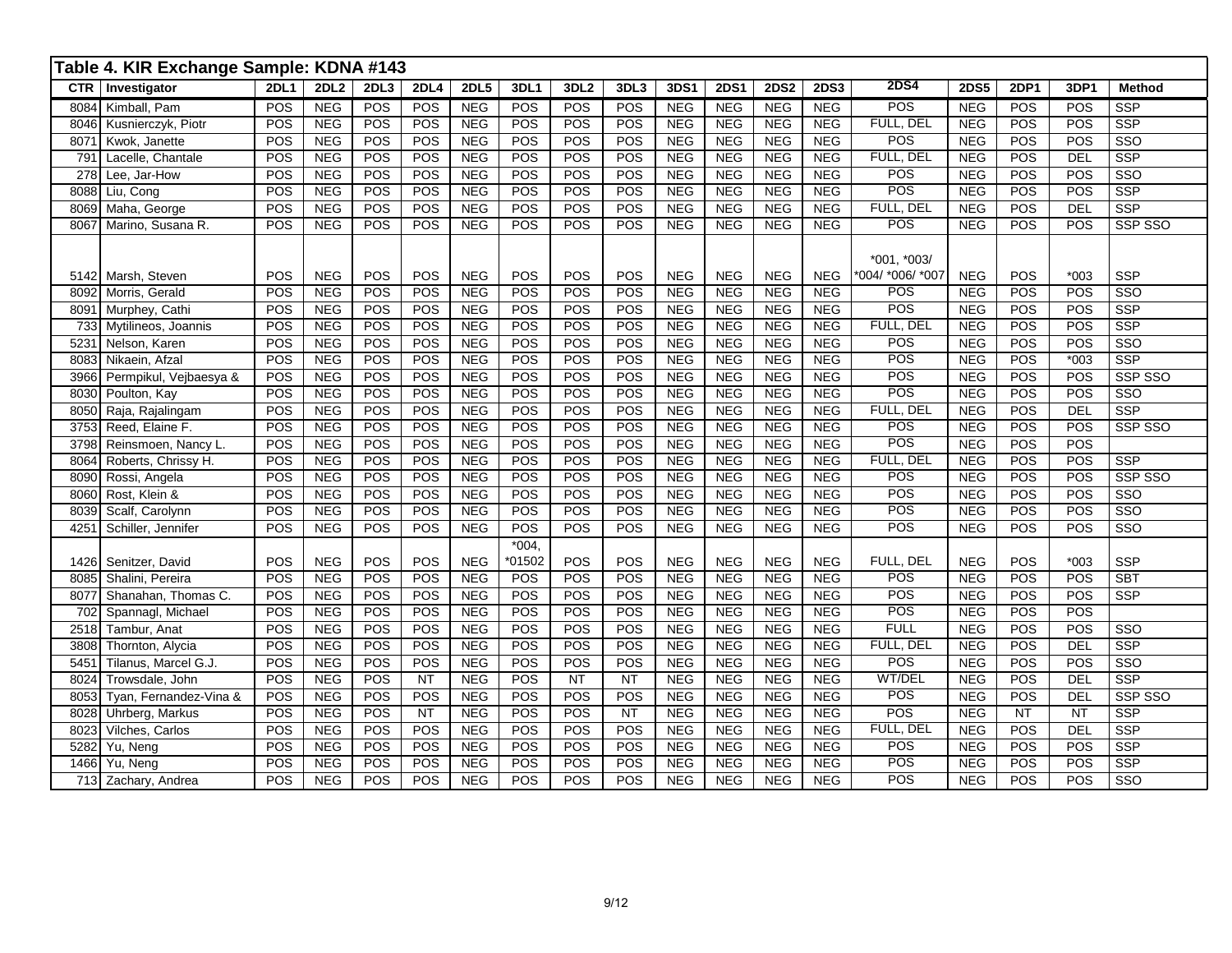**Table 4. KIR Exchange Sample: KDNA #143**

| CTR | Investigator | 2DL1 | 2DL2 | 2DL3 | 2DL4 | 2DL5 | 3DL1 | 3DL2 | 3DL3 | 3DS1 | 2DS1 | 2DS2 | 2DS3 | 2DS4 | 2DS5 | 2DP1 | 3DP1 | Method |
|---|---|---|---|---|---|---|---|---|---|---|---|---|---|---|---|---|---|---|
| 8084 | Kimball, Pam | POS | NEG | POS | POS | NEG | POS | POS | POS | NEG | NEG | NEG | NEG | POS | NEG | POS | POS | SSP |
| 8046 | Kusnierczyk, Piotr | POS | NEG | POS | POS | NEG | POS | POS | POS | NEG | NEG | NEG | NEG | FULL, DEL | NEG | POS | POS | SSP |
| 8071 | Kwok, Janette | POS | NEG | POS | POS | NEG | POS | POS | POS | NEG | NEG | NEG | NEG | POS | NEG | POS | POS | SSO |
| 791 | Lacelle, Chantale | POS | NEG | POS | POS | NEG | POS | POS | POS | NEG | NEG | NEG | NEG | FULL, DEL | NEG | POS | DEL | SSP |
| 278 | Lee, Jar-How | POS | NEG | POS | POS | NEG | POS | POS | POS | NEG | NEG | NEG | NEG | POS | NEG | POS | POS | SSO |
| 8088 | Liu, Cong | POS | NEG | POS | POS | NEG | POS | POS | POS | NEG | NEG | NEG | NEG | POS | NEG | POS | POS | SSP |
| 8069 | Maha, George | POS | NEG | POS | POS | NEG | POS | POS | POS | NEG | NEG | NEG | NEG | FULL, DEL | NEG | POS | DEL | SSP |
| 8067 | Marino, Susana R. | POS | NEG | POS | POS | NEG | POS | POS | POS | NEG | NEG | NEG | NEG | POS | NEG | POS | POS | SSP SSO |
| 5142 | Marsh, Steven | POS | NEG | POS | POS | NEG | POS | POS | POS | NEG | NEG | NEG | NEG | *001, *003/ *004/ *006/ *007 | NEG | POS | *003 | SSP |
| 8092 | Morris, Gerald | POS | NEG | POS | POS | NEG | POS | POS | POS | NEG | NEG | NEG | NEG | POS | NEG | POS | POS | SSO |
| 8091 | Murphey, Cathi | POS | NEG | POS | POS | NEG | POS | POS | POS | NEG | NEG | NEG | NEG | POS | NEG | POS | POS | SSP |
| 733 | Mytilineos, Joannis | POS | NEG | POS | POS | NEG | POS | POS | POS | NEG | NEG | NEG | NEG | FULL, DEL | NEG | POS | POS | SSP |
| 5231 | Nelson, Karen | POS | NEG | POS | POS | NEG | POS | POS | POS | NEG | NEG | NEG | NEG | POS | NEG | POS | POS | SSO |
| 8083 | Nikaein, Afzal | POS | NEG | POS | POS | NEG | POS | POS | POS | NEG | NEG | NEG | NEG | POS | NEG | POS | *003 | SSP |
| 3966 | Permpikul, Vejbaesya & | POS | NEG | POS | POS | NEG | POS | POS | POS | NEG | NEG | NEG | NEG | POS | NEG | POS | POS | SSP SSO |
| 8030 | Poulton, Kay | POS | NEG | POS | POS | NEG | POS | POS | POS | NEG | NEG | NEG | NEG | POS | NEG | POS | POS | SSO |
| 8050 | Raja, Rajalingam | POS | NEG | POS | POS | NEG | POS | POS | POS | NEG | NEG | NEG | NEG | FULL, DEL | NEG | POS | DEL | SSP |
| 3753 | Reed, Elaine F. | POS | NEG | POS | POS | NEG | POS | POS | POS | NEG | NEG | NEG | NEG | POS | NEG | POS | POS | SSP SSO |
| 3798 | Reinsmoen, Nancy L. | POS | NEG | POS | POS | NEG | POS | POS | POS | NEG | NEG | NEG | NEG | POS | NEG | POS | POS | |
| 8064 | Roberts, Chrissy H. | POS | NEG | POS | POS | NEG | POS | POS | POS | NEG | NEG | NEG | NEG | FULL, DEL | NEG | POS | POS | SSP |
| 8090 | Rossi, Angela | POS | NEG | POS | POS | NEG | POS | POS | POS | NEG | NEG | NEG | NEG | POS | NEG | POS | POS | SSP SSO |
| 8060 | Rost, Klein & | POS | NEG | POS | POS | NEG | POS | POS | POS | NEG | NEG | NEG | NEG | POS | NEG | POS | POS | SSO |
| 8039 | Scalf, Carolynn | POS | NEG | POS | POS | NEG | POS | POS | POS | NEG | NEG | NEG | NEG | POS | NEG | POS | POS | SSO |
| 4251 | Schiller, Jennifer | POS | NEG | POS | POS | NEG | POS | POS | POS | NEG | NEG | NEG | NEG | POS | NEG | POS | POS | SSO |
| 1426 | Senitzer, David | POS | NEG | POS | POS | NEG | *004, *01502 | POS | POS | NEG | NEG | NEG | NEG | FULL, DEL | NEG | POS | *003 | SSP |
| 8085 | Shalini, Pereira | POS | NEG | POS | POS | NEG | POS | POS | POS | NEG | NEG | NEG | NEG | POS | NEG | POS | POS | SBT |
| 8077 | Shanahan, Thomas C. | POS | NEG | POS | POS | NEG | POS | POS | POS | NEG | NEG | NEG | NEG | POS | NEG | POS | POS | SSP |
| 702 | Spannagl, Michael | POS | NEG | POS | POS | NEG | POS | POS | POS | NEG | NEG | NEG | NEG | POS | NEG | POS | POS | |
| 2518 | Tambur, Anat | POS | NEG | POS | POS | NEG | POS | POS | POS | NEG | NEG | NEG | NEG | FULL | NEG | POS | POS | SSO |
| 3808 | Thornton, Alycia | POS | NEG | POS | POS | NEG | POS | POS | POS | NEG | NEG | NEG | NEG | FULL, DEL | NEG | POS | DEL | SSP |
| 5451 | Tilanus, Marcel G.J. | POS | NEG | POS | POS | NEG | POS | POS | POS | NEG | NEG | NEG | NEG | POS | NEG | POS | POS | SSO |
| 8024 | Trowsdale, John | POS | NEG | POS | NT | NEG | POS | NT | NT | NEG | NEG | NEG | NEG | WT/DEL | NEG | POS | DEL | SSP |
| 8053 | Tyan, Fernandez-Vina & | POS | NEG | POS | POS | NEG | POS | POS | POS | NEG | NEG | NEG | NEG | POS | NEG | POS | DEL | SSP SSO |
| 8028 | Uhrberg, Markus | POS | NEG | POS | NT | NEG | POS | POS | NT | NEG | NEG | NEG | NEG | POS | NEG | NT | NT | SSP |
| 8023 | Vilches, Carlos | POS | NEG | POS | POS | NEG | POS | POS | POS | NEG | NEG | NEG | NEG | FULL, DEL | NEG | POS | DEL | SSP |
| 5282 | Yu, Neng | POS | NEG | POS | POS | NEG | POS | POS | POS | NEG | NEG | NEG | NEG | POS | NEG | POS | POS | SSP |
| 1466 | Yu, Neng | POS | NEG | POS | POS | NEG | POS | POS | POS | NEG | NEG | NEG | NEG | POS | NEG | POS | POS | SSP |
| 713 | Zachary, Andrea | POS | NEG | POS | POS | NEG | POS | POS | POS | NEG | NEG | NEG | NEG | POS | NEG | POS | POS | SSO |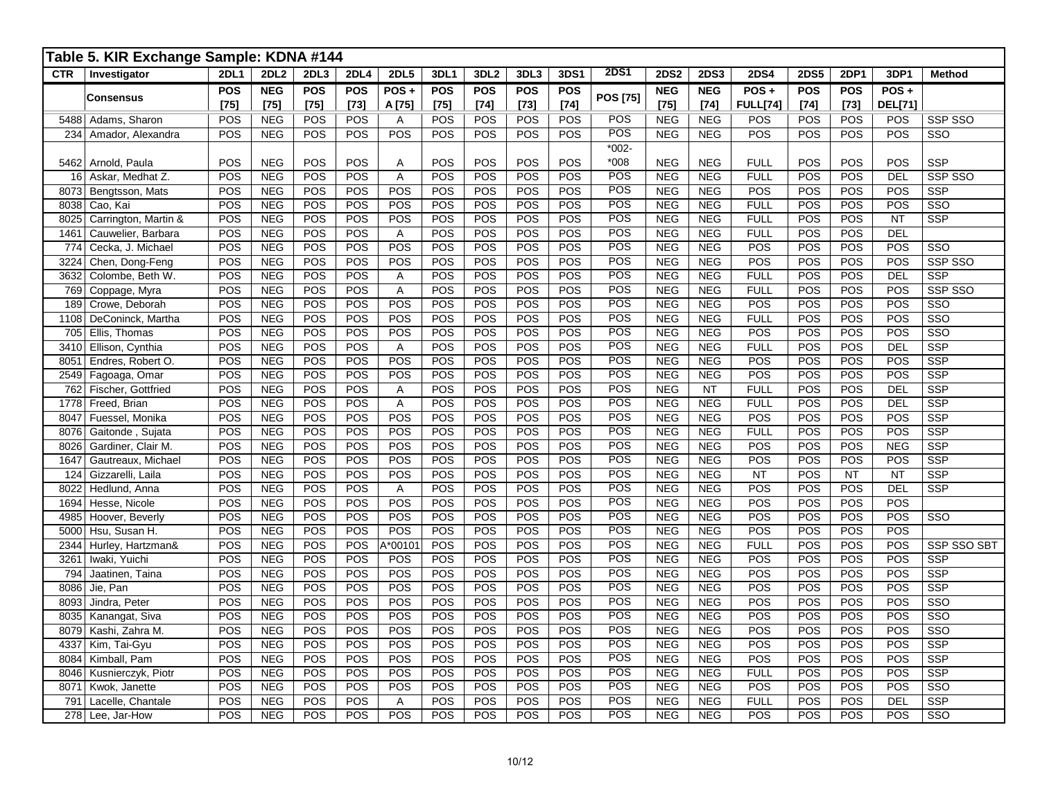## Table 5. KIR Exchange Sample: KDNA #144

| CTR | Investigator | 2DL1 | 2DL2 | 2DL3 | 2DL4 | 2DL5 | 3DL1 | 3DL2 | 3DL3 | 3DS1 | 2DS1 | 2DS2 | 2DS3 | 2DS4 | 2DS5 | 2DP1 | 3DP1 | Method |
|---|---|---|---|---|---|---|---|---|---|---|---|---|---|---|---|---|---|---|
| | Consensus | POS [75] | NEG [75] | POS [75] | POS [73] | POS + A [75] | POS [75] | POS [74] | POS [73] | POS [74] | POS [75] | NEG [75] | NEG [74] | POS + FULL[74] | POS [74] | POS [73] | POS + DEL[71] | |
| 5488 | Adams, Sharon | POS | NEG | POS | POS | A | POS | POS | POS | POS | POS | NEG | NEG | POS | POS | POS | POS | SSP SSO |
| 234 | Amador, Alexandra | POS | NEG | POS | POS | POS | POS | POS | POS | POS | POS | NEG | NEG | POS | POS | POS | POS | SSO |
| 5462 | Arnold, Paula | POS | NEG | POS | POS | A | POS | POS | POS | POS | *002- *008 | NEG | NEG | FULL | POS | POS | POS | SSP |
| 16 | Askar, Medhat Z. | POS | NEG | POS | POS | A | POS | POS | POS | POS | POS | NEG | NEG | FULL | POS | POS | DEL | SSP SSO |
| 8073 | Bengtsson, Mats | POS | NEG | POS | POS | POS | POS | POS | POS | POS | POS | NEG | NEG | POS | POS | POS | POS | SSP |
| 8038 | Cao, Kai | POS | NEG | POS | POS | POS | POS | POS | POS | POS | POS | NEG | NEG | FULL | POS | POS | POS | SSO |
| 8025 | Carrington, Martin & | POS | NEG | POS | POS | POS | POS | POS | POS | POS | POS | NEG | NEG | FULL | POS | POS | NT | SSP |
| 1461 | Cauwelier, Barbara | POS | NEG | POS | POS | A | POS | POS | POS | POS | POS | NEG | NEG | FULL | POS | POS | DEL | |
| 774 | Cecka, J. Michael | POS | NEG | POS | POS | POS | POS | POS | POS | POS | POS | NEG | NEG | POS | POS | POS | POS | SSO |
| 3224 | Chen, Dong-Feng | POS | NEG | POS | POS | POS | POS | POS | POS | POS | POS | NEG | NEG | POS | POS | POS | POS | SSP SSO |
| 3632 | Colombe, Beth W. | POS | NEG | POS | POS | A | POS | POS | POS | POS | POS | NEG | NEG | FULL | POS | POS | DEL | SSP |
| 769 | Coppage, Myra | POS | NEG | POS | POS | A | POS | POS | POS | POS | POS | NEG | NEG | FULL | POS | POS | POS | SSP SSO |
| 189 | Crowe, Deborah | POS | NEG | POS | POS | POS | POS | POS | POS | POS | POS | NEG | NEG | POS | POS | POS | POS | SSO |
| 1108 | DeConinck, Martha | POS | NEG | POS | POS | POS | POS | POS | POS | POS | POS | NEG | NEG | FULL | POS | POS | POS | SSO |
| 705 | Ellis, Thomas | POS | NEG | POS | POS | POS | POS | POS | POS | POS | POS | NEG | NEG | POS | POS | POS | POS | SSO |
| 3410 | Ellison, Cynthia | POS | NEG | POS | POS | A | POS | POS | POS | POS | POS | NEG | NEG | FULL | POS | POS | DEL | SSP |
| 8051 | Endres, Robert O. | POS | NEG | POS | POS | POS | POS | POS | POS | POS | POS | NEG | NEG | POS | POS | POS | POS | SSP |
| 2549 | Fagoaga, Omar | POS | NEG | POS | POS | POS | POS | POS | POS | POS | POS | NEG | NEG | POS | POS | POS | POS | SSP |
| 762 | Fischer, Gottfried | POS | NEG | POS | POS | A | POS | POS | POS | POS | POS | NEG | NT | FULL | POS | POS | DEL | SSP |
| 1778 | Freed, Brian | POS | NEG | POS | POS | A | POS | POS | POS | POS | POS | NEG | NEG | FULL | POS | POS | DEL | SSP |
| 8047 | Fuessel, Monika | POS | NEG | POS | POS | POS | POS | POS | POS | POS | POS | NEG | NEG | POS | POS | POS | POS | SSP |
| 8076 | Gaitonde , Sujata | POS | NEG | POS | POS | POS | POS | POS | POS | POS | POS | NEG | NEG | FULL | POS | POS | POS | SSP |
| 8026 | Gardiner, Clair M. | POS | NEG | POS | POS | POS | POS | POS | POS | POS | POS | NEG | NEG | POS | POS | POS | NEG | SSP |
| 1647 | Gautreaux, Michael | POS | NEG | POS | POS | POS | POS | POS | POS | POS | POS | NEG | NEG | POS | POS | POS | POS | SSP |
| 124 | Gizzarelli, Laila | POS | NEG | POS | POS | POS | POS | POS | POS | POS | POS | NEG | NEG | NT | POS | NT | NT | SSP |
| 8022 | Hedlund, Anna | POS | NEG | POS | POS | A | POS | POS | POS | POS | POS | NEG | NEG | POS | POS | POS | DEL | SSP |
| 1694 | Hesse, Nicole | POS | NEG | POS | POS | POS | POS | POS | POS | POS | POS | NEG | NEG | POS | POS | POS | POS | |
| 4985 | Hoover, Beverly | POS | NEG | POS | POS | POS | POS | POS | POS | POS | POS | NEG | NEG | POS | POS | POS | POS | SSO |
| 5000 | Hsu, Susan H. | POS | NEG | POS | POS | POS | POS | POS | POS | POS | POS | NEG | NEG | POS | POS | POS | POS | |
| 2344 | Hurley, Hartzman& | POS | NEG | POS | POS | A*00101 | POS | POS | POS | POS | POS | NEG | NEG | FULL | POS | POS | POS | SSP SSO SBT |
| 3261 | Iwaki, Yuichi | POS | NEG | POS | POS | POS | POS | POS | POS | POS | POS | NEG | NEG | POS | POS | POS | POS | SSP |
| 794 | Jaatinen, Taina | POS | NEG | POS | POS | POS | POS | POS | POS | POS | POS | NEG | NEG | POS | POS | POS | POS | SSP |
| 8086 | Jie, Pan | POS | NEG | POS | POS | POS | POS | POS | POS | POS | POS | NEG | NEG | POS | POS | POS | POS | SSP |
| 8093 | Jindra, Peter | POS | NEG | POS | POS | POS | POS | POS | POS | POS | POS | NEG | NEG | POS | POS | POS | POS | SSO |
| 8035 | Kanangat, Siva | POS | NEG | POS | POS | POS | POS | POS | POS | POS | POS | NEG | NEG | POS | POS | POS | POS | SSO |
| 8079 | Kashi, Zahra M. | POS | NEG | POS | POS | POS | POS | POS | POS | POS | POS | NEG | NEG | POS | POS | POS | POS | SSO |
| 4337 | Kim, Tai-Gyu | POS | NEG | POS | POS | POS | POS | POS | POS | POS | POS | NEG | NEG | POS | POS | POS | POS | SSP |
| 8084 | Kimball, Pam | POS | NEG | POS | POS | POS | POS | POS | POS | POS | POS | NEG | NEG | POS | POS | POS | POS | SSP |
| 8046 | Kusnierczyk, Piotr | POS | NEG | POS | POS | POS | POS | POS | POS | POS | POS | NEG | NEG | FULL | POS | POS | POS | SSP |
| 8071 | Kwok, Janette | POS | NEG | POS | POS | POS | POS | POS | POS | POS | POS | NEG | NEG | POS | POS | POS | POS | SSO |
| 791 | Lacelle, Chantale | POS | NEG | POS | POS | A | POS | POS | POS | POS | POS | NEG | NEG | FULL | POS | POS | DEL | SSP |
| 278 | Lee, Jar-How | POS | NEG | POS | POS | POS | POS | POS | POS | POS | POS | NEG | NEG | POS | POS | POS | POS | SSO |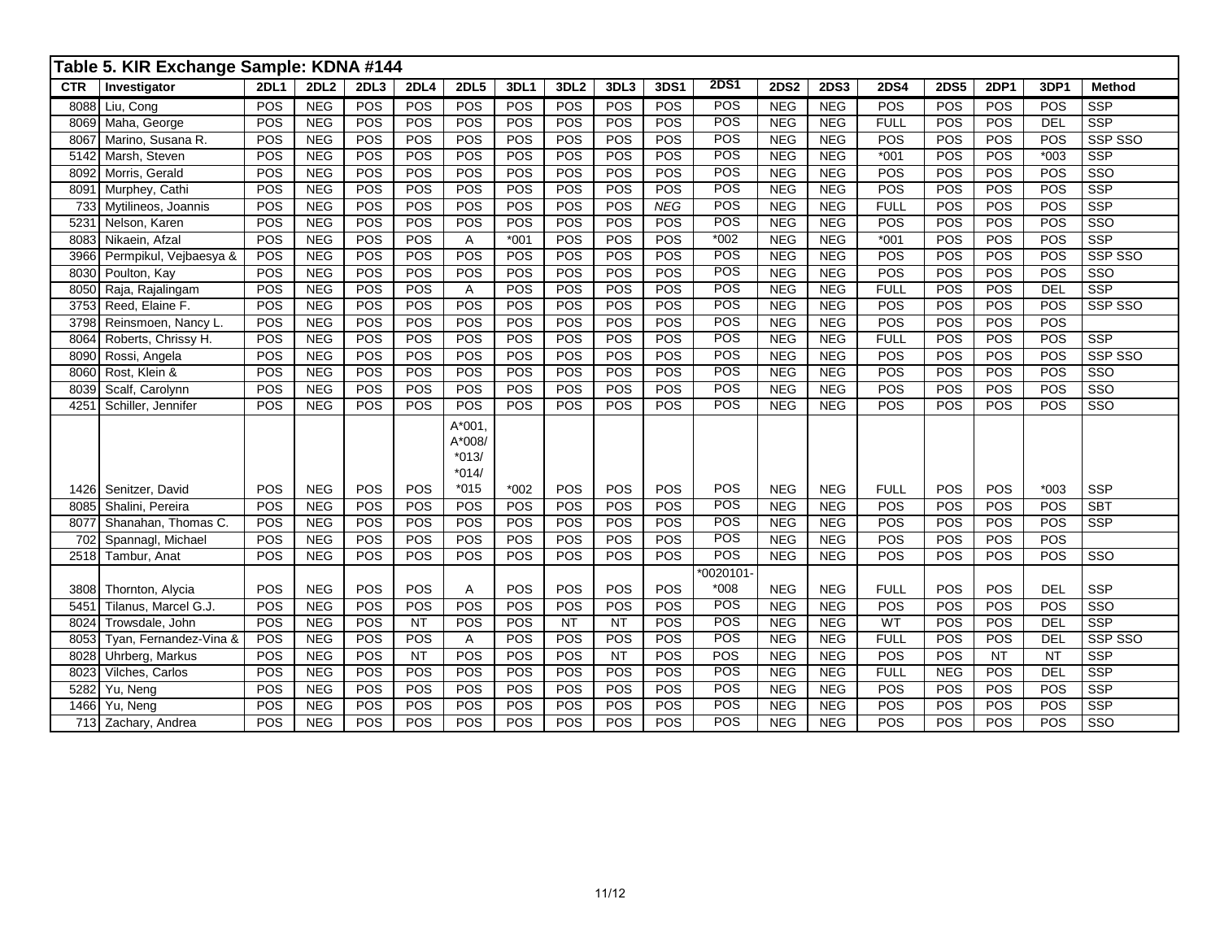## Table 5. KIR Exchange Sample: KDNA #144

| CTR | Investigator | 2DL1 | 2DL2 | 2DL3 | 2DL4 | 2DL5 | 3DL1 | 3DL2 | 3DL3 | 3DS1 | 2DS1 | 2DS2 | 2DS3 | 2DS4 | 2DS5 | 2DP1 | 3DP1 | Method |
|---|---|---|---|---|---|---|---|---|---|---|---|---|---|---|---|---|---|---|
| 8088 | Liu, Cong | POS | NEG | POS | POS | POS | POS | POS | POS | POS | POS | NEG | NEG | POS | POS | POS | POS | SSP |
| 8069 | Maha, George | POS | NEG | POS | POS | POS | POS | POS | POS | POS | POS | NEG | NEG | FULL | POS | POS | DEL | SSP |
| 8067 | Marino, Susana R. | POS | NEG | POS | POS | POS | POS | POS | POS | POS | POS | NEG | NEG | POS | POS | POS | POS | SSP SSO |
| 5142 | Marsh, Steven | POS | NEG | POS | POS | POS | POS | POS | POS | POS | POS | NEG | NEG | *001 | POS | POS | *003 | SSP |
| 8092 | Morris, Gerald | POS | NEG | POS | POS | POS | POS | POS | POS | POS | POS | NEG | NEG | POS | POS | POS | POS | SSO |
| 8091 | Murphey, Cathi | POS | NEG | POS | POS | POS | POS | POS | POS | POS | POS | NEG | NEG | POS | POS | POS | POS | SSP |
| 733 | Mytilineos, Joannis | POS | NEG | POS | POS | POS | POS | POS | POS | *NEG* | POS | NEG | NEG | FULL | POS | POS | POS | SSP |
| 5231 | Nelson, Karen | POS | NEG | POS | POS | POS | POS | POS | POS | POS | POS | NEG | NEG | POS | POS | POS | POS | SSO |
| 8083 | Nikaein, Afzal | POS | NEG | POS | POS | A | *001 | POS | POS | POS | *002 | NEG | NEG | *001 | POS | POS | POS | SSP |
| 3966 | Permpikul, Vejbaesya & | POS | NEG | POS | POS | POS | POS | POS | POS | POS | POS | NEG | NEG | POS | POS | POS | POS | SSP SSO |
| 8030 | Poulton, Kay | POS | NEG | POS | POS | POS | POS | POS | POS | POS | POS | NEG | NEG | POS | POS | POS | POS | SSO |
| 8050 | Raja, Rajalingam | POS | NEG | POS | POS | A | POS | POS | POS | POS | POS | NEG | NEG | FULL | POS | POS | DEL | SSP |
| 3753 | Reed, Elaine F. | POS | NEG | POS | POS | POS | POS | POS | POS | POS | POS | NEG | NEG | POS | POS | POS | POS | SSP SSO |
| 3798 | Reinsmoen, Nancy L. | POS | NEG | POS | POS | POS | POS | POS | POS | POS | POS | NEG | NEG | POS | POS | POS | POS | |
| 8064 | Roberts, Chrissy H. | POS | NEG | POS | POS | POS | POS | POS | POS | POS | POS | NEG | NEG | FULL | POS | POS | POS | SSP |
| 8090 | Rossi, Angela | POS | NEG | POS | POS | POS | POS | POS | POS | POS | POS | NEG | NEG | POS | POS | POS | POS | SSP SSO |
| 8060 | Rost, Klein & | POS | NEG | POS | POS | POS | POS | POS | POS | POS | POS | NEG | NEG | POS | POS | POS | POS | SSO |
| 8039 | Scalf, Carolynn | POS | NEG | POS | POS | POS | POS | POS | POS | POS | POS | NEG | NEG | POS | POS | POS | POS | SSO |
| 4251 | Schiller, Jennifer | POS | NEG | POS | POS | POS | POS | POS | POS | POS | POS | NEG | NEG | POS | POS | POS | POS | SSO |
| 1426 | Senitzer, David | POS | NEG | POS | POS | A*001, A*008/ *013/ *014/ *015 | *002 | POS | POS | POS | POS | NEG | NEG | FULL | POS | POS | *003 | SSP |
| 8085 | Shalini, Pereira | POS | NEG | POS | POS | POS | POS | POS | POS | POS | POS | NEG | NEG | POS | POS | POS | POS | SBT |
| 8077 | Shanahan, Thomas C. | POS | NEG | POS | POS | POS | POS | POS | POS | POS | POS | NEG | NEG | POS | POS | POS | POS | SSP |
| 702 | Spannagl, Michael | POS | NEG | POS | POS | POS | POS | POS | POS | POS | POS | NEG | NEG | POS | POS | POS | POS | |
| 2518 | Tambur, Anat | POS | NEG | POS | POS | POS | POS | POS | POS | POS | POS | NEG | NEG | POS | POS | POS | POS | SSO |
| 3808 | Thornton, Alycia | POS | NEG | POS | POS | A | POS | POS | POS | POS | *0020101-*008 | NEG | NEG | FULL | POS | POS | DEL | SSP |
| 5451 | Tilanus, Marcel G.J. | POS | NEG | POS | POS | POS | POS | POS | POS | POS | POS | NEG | NEG | POS | POS | POS | POS | SSO |
| 8024 | Trowsdale, John | POS | NEG | POS | NT | POS | POS | NT | NT | POS | POS | NEG | NEG | WT | POS | POS | DEL | SSP |
| 8053 | Tyan, Fernandez-Vina & | POS | NEG | POS | POS | A | POS | POS | POS | POS | POS | NEG | NEG | FULL | POS | POS | DEL | SSP SSO |
| 8028 | Uhrberg, Markus | POS | NEG | POS | NT | POS | POS | POS | NT | POS | POS | NEG | NEG | POS | POS | NT | NT | SSP |
| 8023 | Vilches, Carlos | POS | NEG | POS | POS | POS | POS | POS | POS | POS | POS | NEG | NEG | FULL | NEG | POS | DEL | SSP |
| 5282 | Yu, Neng | POS | NEG | POS | POS | POS | POS | POS | POS | POS | POS | NEG | NEG | POS | POS | POS | POS | SSP |
| 1466 | Yu, Neng | POS | NEG | POS | POS | POS | POS | POS | POS | POS | POS | NEG | NEG | POS | POS | POS | POS | SSP |
| 713 | Zachary, Andrea | POS | NEG | POS | POS | POS | POS | POS | POS | POS | POS | NEG | NEG | POS | POS | POS | POS | SSO |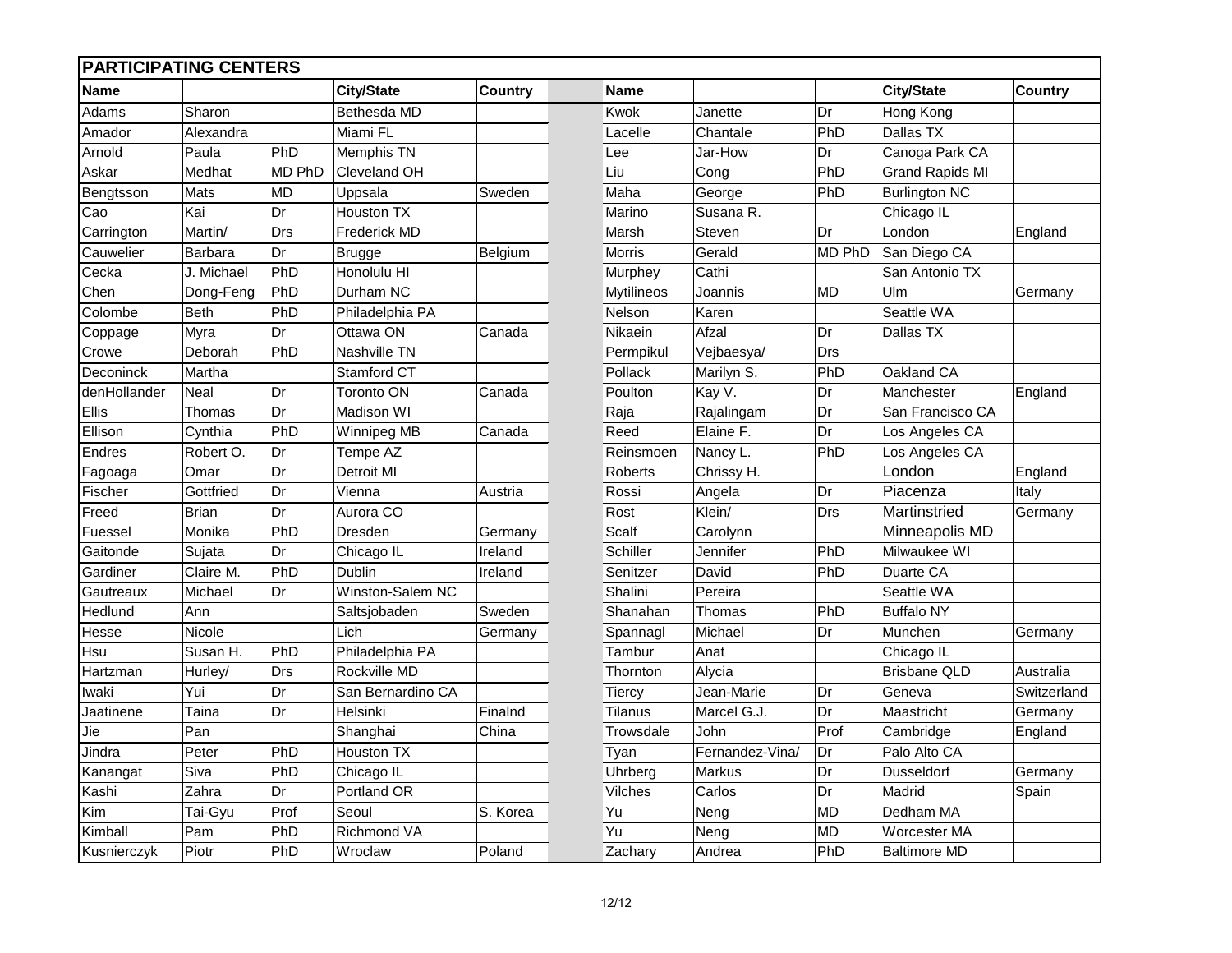## PARTICIPATING CENTERS

| Name | | | City/State | Country | | Name | | | City/State | Country |
|---|---|---|---|---|---|---|---|---|---|---|
| Adams | Sharon | | Bethesda MD | | | Kwok | Janette | Dr | Hong Kong | |
| Amador | Alexandra | | Miami FL | | | Lacelle | Chantale | PhD | Dallas TX | |
| Arnold | Paula | PhD | Memphis TN | | | Lee | Jar-How | Dr | Canoga Park CA | |
| Askar | Medhat | MD PhD | Cleveland OH | | | Liu | Cong | PhD | Grand Rapids MI | |
| Bengtsson | Mats | MD | Uppsala | Sweden | | Maha | George | PhD | Burlington NC | |
| Cao | Kai | Dr | Houston TX | | | Marino | Susana R. | | Chicago IL | |
| Carrington | Martin/ | Drs | Frederick MD | | | Marsh | Steven | Dr | London | England |
| Cauwelier | Barbara | Dr | Brugge | Belgium | | Morris | Gerald | MD PhD | San Diego CA | |
| Cecka | J. Michael | PhD | Honolulu HI | | | Murphey | Cathi | | San Antonio TX | |
| Chen | Dong-Feng | PhD | Durham NC | | | Mytilineos | Joannis | MD | Ulm | Germany |
| Colombe | Beth | PhD | Philadelphia PA | | | Nelson | Karen | | Seattle WA | |
| Coppage | Myra | Dr | Ottawa ON | Canada | | Nikaein | Afzal | Dr | Dallas TX | |
| Crowe | Deborah | PhD | Nashville TN | | | Permpikul | Vejbaesya/ | Drs | | |
| Deconinck | Martha | | Stamford CT | | | Pollack | Marilyn S. | PhD | Oakland CA | |
| denHollander | Neal | Dr | Toronto ON | Canada | | Poulton | Kay V. | Dr | Manchester | England |
| Ellis | Thomas | Dr | Madison WI | | | Raja | Rajalingam | Dr | San Francisco CA | |
| Ellison | Cynthia | PhD | Winnipeg MB | Canada | | Reed | Elaine F. | Dr | Los Angeles CA | |
| Endres | Robert O. | Dr | Tempe AZ | | | Reinsmoen | Nancy L. | PhD | Los Angeles CA | |
| Fagoaga | Omar | Dr | Detroit MI | | | Roberts | Chrissy H. | | London | England |
| Fischer | Gottfried | Dr | Vienna | Austria | | Rossi | Angela | Dr | Piacenza | Italy |
| Freed | Brian | Dr | Aurora CO | | | Rost | Klein/ | Drs | Martinstried | Germany |
| Fuessel | Monika | PhD | Dresden | Germany | | Scalf | Carolynn | | Minneapolis MD | |
| Gaitonde | Sujata | Dr | Chicago IL | Ireland | | Schiller | Jennifer | PhD | Milwaukee WI | |
| Gardiner | Claire M. | PhD | Dublin | Ireland | | Senitzer | David | PhD | Duarte CA | |
| Gautreaux | Michael | Dr | Winston-Salem NC | | | Shalini | Pereira | | Seattle WA | |
| Hedlund | Ann | | Saltsjobaden | Sweden | | Shanahan | Thomas | PhD | Buffalo NY | |
| Hesse | Nicole | | Lich | Germany | | Spannagl | Michael | Dr | Munchen | Germany |
| Hsu | Susan H. | PhD | Philadelphia PA | | | Tambur | Anat | | Chicago IL | |
| Hartzman | Hurley/ | Drs | Rockville MD | | | Thornton | Alycia | | Brisbane QLD | Australia |
| Iwaki | Yui | Dr | San Bernardino CA | | | Tiercy | Jean-Marie | Dr | Geneva | Switzerland |
| Jaatinene | Taina | Dr | Helsinki | Finalnd | | Tilanus | Marcel G.J. | Dr | Maastricht | Germany |
| Jie | Pan | | Shanghai | China | | Trowsdale | John | Prof | Cambridge | England |
| Jindra | Peter | PhD | Houston TX | | | Tyan | Fernandez-Vina/ | Dr | Palo Alto CA | |
| Kanangat | Siva | PhD | Chicago IL | | | Uhrberg | Markus | Dr | Dusseldorf | Germany |
| Kashi | Zahra | Dr | Portland OR | | | Vilches | Carlos | Dr | Madrid | Spain |
| Kim | Tai-Gyu | Prof | Seoul | S. Korea | | Yu | Neng | MD | Dedham MA | |
| Kimball | Pam | PhD | Richmond VA | | | Yu | Neng | MD | Worcester MA | |
| Kusnierczyk | Piotr | PhD | Wroclaw | Poland | | Zachary | Andrea | PhD | Baltimore MD | |